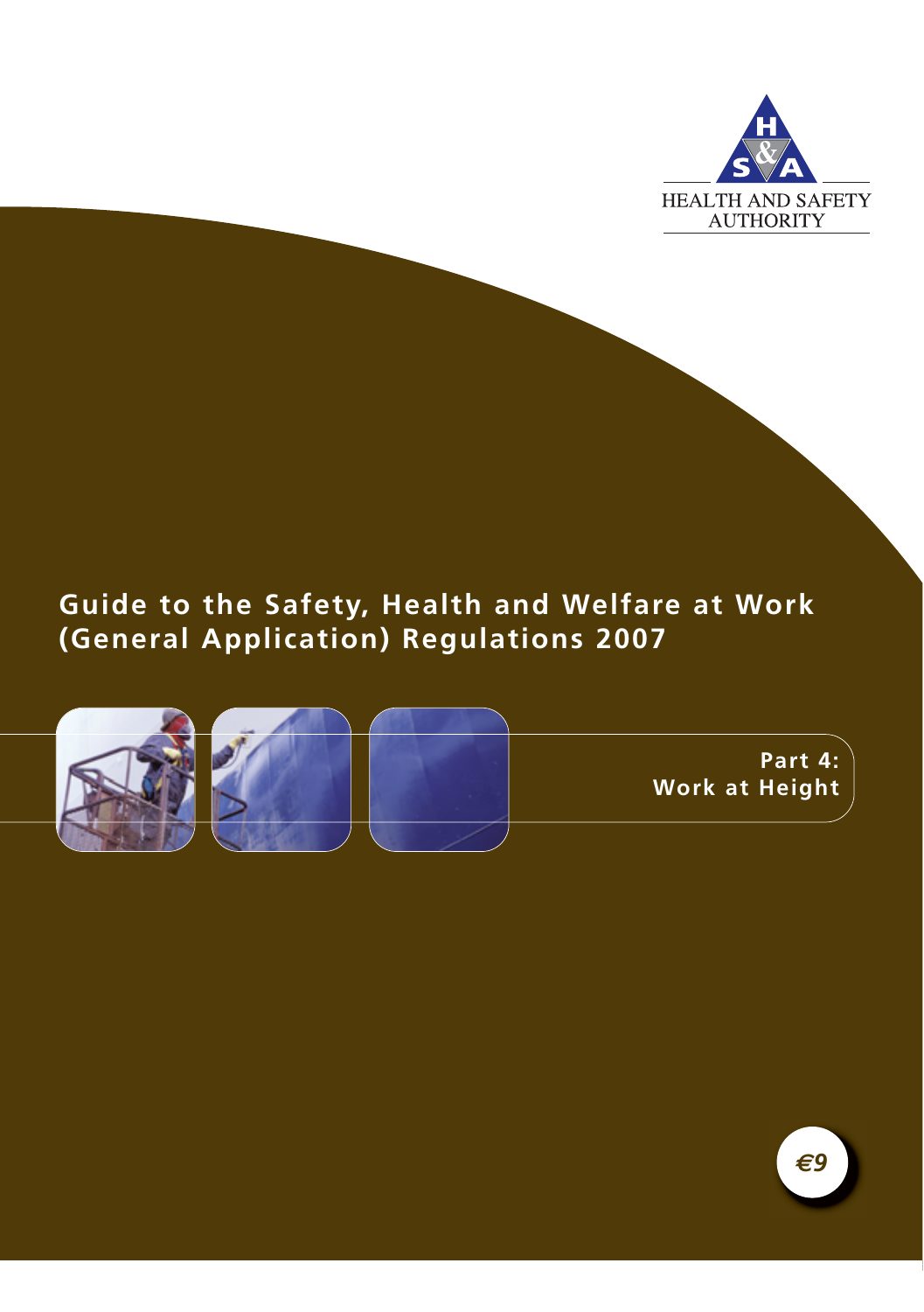HEALTH AND SAFETY AUTHORITY

# Guide to the Safety, Health and Welfare at Work (General Application) Regulations 2007

## Part 4: Work at Height

€9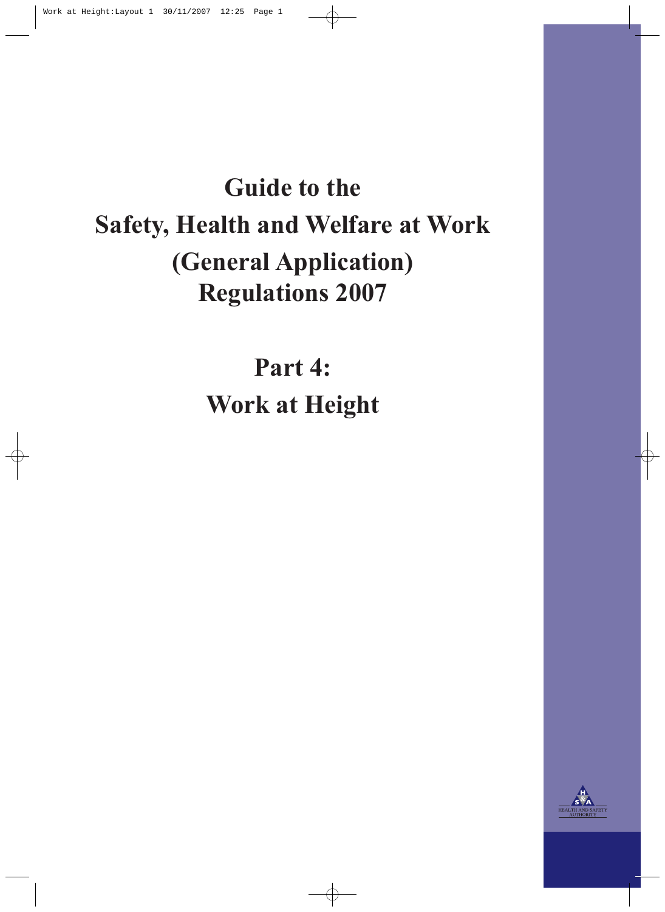# Guide to the Safety, Health and Welfare at Work (General Application) Regulations 2007

## Part 4: Work at Height

HEALTH AND SAFETY AUTHORITY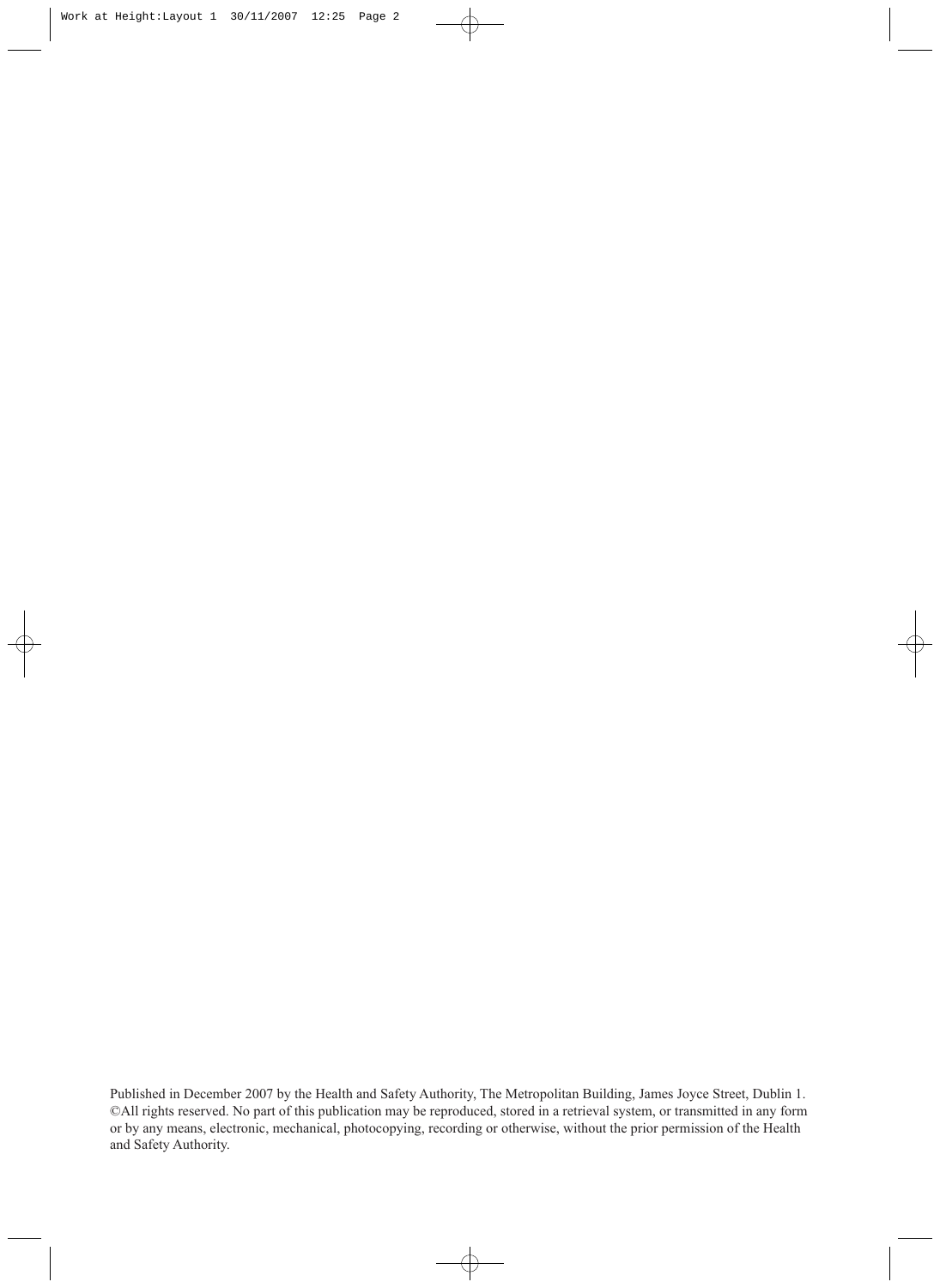Published in December 2007 by the Health and Safety Authority, The Metropolitan Building, James Joyce Street, Dublin 1. ©All rights reserved. No part of this publication may be reproduced, stored in a retrieval system, or transmitted in any form or by any means, electronic, mechanical, photocopying, recording or otherwise, without the prior permission of the Health and Safety Authority.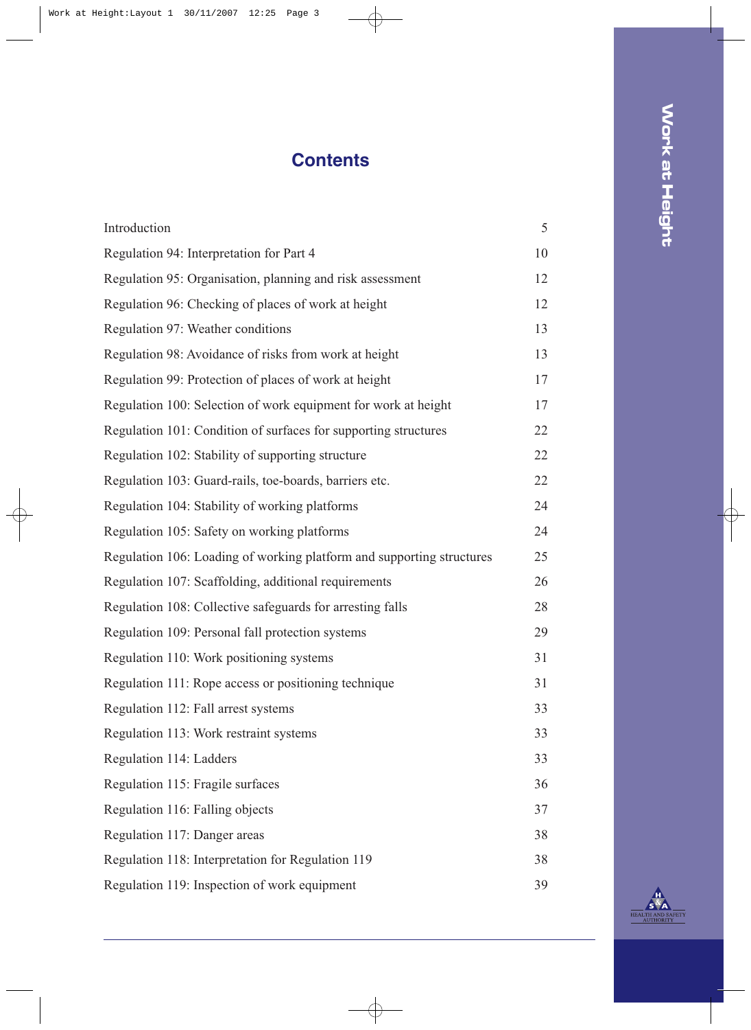# Contents

| | |
|---|---|
| Introduction | 5 |
| Regulation 94: Interpretation for Part 4 | 10 |
| Regulation 95: Organisation, planning and risk assessment | 12 |
| Regulation 96: Checking of places of work at height | 12 |
| Regulation 97: Weather conditions | 13 |
| Regulation 98: Avoidance of risks from work at height | 13 |
| Regulation 99: Protection of places of work at height | 17 |
| Regulation 100: Selection of work equipment for work at height | 17 |
| Regulation 101: Condition of surfaces for supporting structures | 22 |
| Regulation 102: Stability of supporting structure | 22 |
| Regulation 103: Guard-rails, toe-boards, barriers etc. | 22 |
| Regulation 104: Stability of working platforms | 24 |
| Regulation 105: Safety on working platforms | 24 |
| Regulation 106: Loading of working platform and supporting structures | 25 |
| Regulation 107: Scaffolding, additional requirements | 26 |
| Regulation 108: Collective safeguards for arresting falls | 28 |
| Regulation 109: Personal fall protection systems | 29 |
| Regulation 110: Work positioning systems | 31 |
| Regulation 111: Rope access or positioning technique | 31 |
| Regulation 112: Fall arrest systems | 33 |
| Regulation 113: Work restraint systems | 33 |
| Regulation 114: Ladders | 33 |
| Regulation 115: Fragile surfaces | 36 |
| Regulation 116: Falling objects | 37 |
| Regulation 117: Danger areas | 38 |
| Regulation 118: Interpretation for Regulation 119 | 38 |
| Regulation 119: Inspection of work equipment | 39 |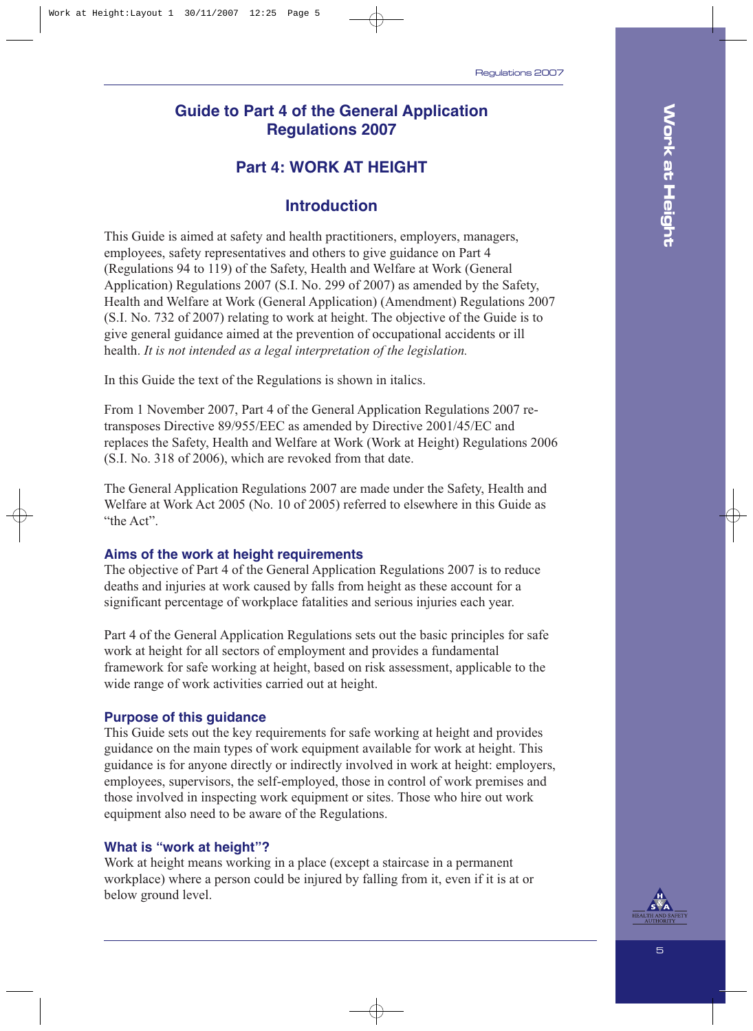# Guide to Part 4 of the General Application Regulations 2007

## Part 4: WORK AT HEIGHT

## Introduction

This Guide is aimed at safety and health practitioners, employers, managers, employees, safety representatives and others to give guidance on Part 4 (Regulations 94 to 119) of the Safety, Health and Welfare at Work (General Application) Regulations 2007 (S.I. No. 299 of 2007) as amended by the Safety, Health and Welfare at Work (General Application) (Amendment) Regulations 2007 (S.I. No. 732 of 2007) relating to work at height. The objective of the Guide is to give general guidance aimed at the prevention of occupational accidents or ill health. *It is not intended as a legal interpretation of the legislation.*

In this Guide the text of the Regulations is shown in italics.

From 1 November 2007, Part 4 of the General Application Regulations 2007 re-transposes Directive 89/955/EEC as amended by Directive 2001/45/EC and replaces the Safety, Health and Welfare at Work (Work at Height) Regulations 2006 (S.I. No. 318 of 2006), which are revoked from that date.

The General Application Regulations 2007 are made under the Safety, Health and Welfare at Work Act 2005 (No. 10 of 2005) referred to elsewhere in this Guide as "the Act".

### Aims of the work at height requirements

The objective of Part 4 of the General Application Regulations 2007 is to reduce deaths and injuries at work caused by falls from height as these account for a significant percentage of workplace fatalities and serious injuries each year.

Part 4 of the General Application Regulations sets out the basic principles for safe work at height for all sectors of employment and provides a fundamental framework for safe working at height, based on risk assessment, applicable to the wide range of work activities carried out at height.

### Purpose of this guidance

This Guide sets out the key requirements for safe working at height and provides guidance on the main types of work equipment available for work at height. This guidance is for anyone directly or indirectly involved in work at height: employers, employees, supervisors, the self-employed, those in control of work premises and those involved in inspecting work equipment or sites. Those who hire out work equipment also need to be aware of the Regulations.

### What is "work at height"?

Work at height means working in a place (except a staircase in a permanent workplace) where a person could be injured by falling from it, even if it is at or below ground level.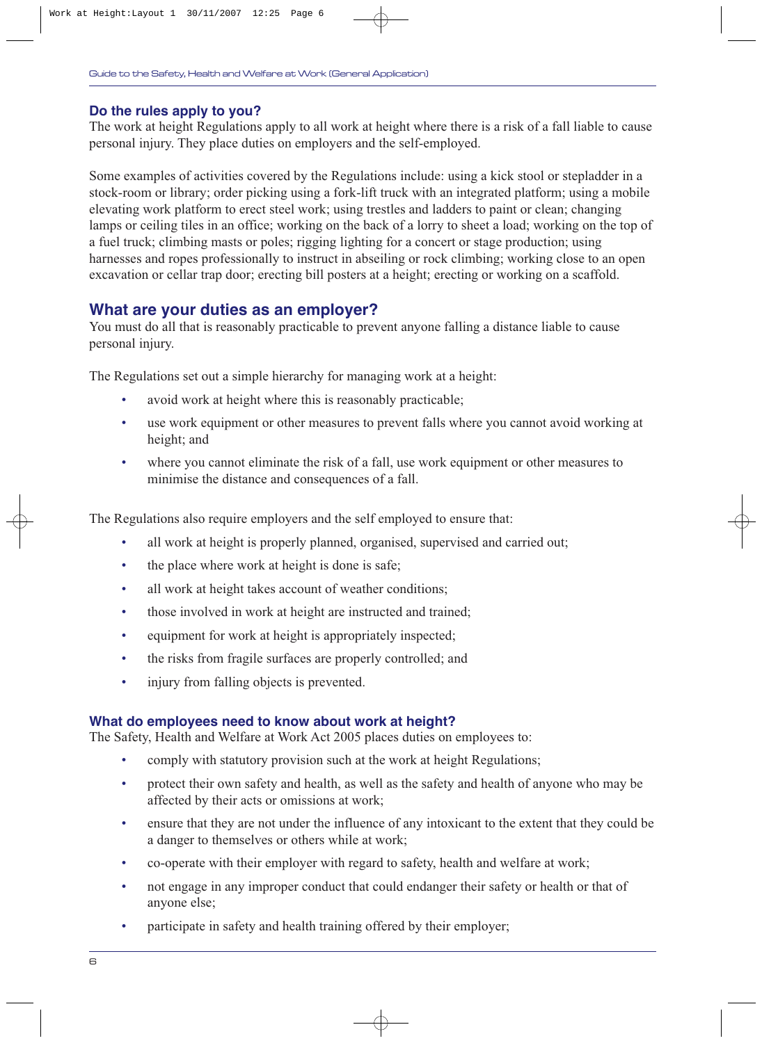## Do the rules apply to you?

The work at height Regulations apply to all work at height where there is a risk of a fall liable to cause personal injury. They place duties on employers and the self-employed.

Some examples of activities covered by the Regulations include: using a kick stool or stepladder in a stock-room or library; order picking using a fork-lift truck with an integrated platform; using a mobile elevating work platform to erect steel work; using trestles and ladders to paint or clean; changing lamps or ceiling tiles in an office; working on the back of a lorry to sheet a load; working on the top of a fuel truck; climbing masts or poles; rigging lighting for a concert or stage production; using harnesses and ropes professionally to instruct in abseiling or rock climbing; working close to an open excavation or cellar trap door; erecting bill posters at a height; erecting or working on a scaffold.

## What are your duties as an employer?

You must do all that is reasonably practicable to prevent anyone falling a distance liable to cause personal injury.

The Regulations set out a simple hierarchy for managing work at a height:

- avoid work at height where this is reasonably practicable;
- use work equipment or other measures to prevent falls where you cannot avoid working at height; and
- where you cannot eliminate the risk of a fall, use work equipment or other measures to minimise the distance and consequences of a fall.

The Regulations also require employers and the self employed to ensure that:

- all work at height is properly planned, organised, supervised and carried out;
- the place where work at height is done is safe;
- all work at height takes account of weather conditions;
- those involved in work at height are instructed and trained;
- equipment for work at height is appropriately inspected;
- the risks from fragile surfaces are properly controlled; and
- injury from falling objects is prevented.

## What do employees need to know about work at height?

The Safety, Health and Welfare at Work Act 2005 places duties on employees to:

- comply with statutory provision such at the work at height Regulations;
- protect their own safety and health, as well as the safety and health of anyone who may be affected by their acts or omissions at work;
- ensure that they are not under the influence of any intoxicant to the extent that they could be a danger to themselves or others while at work;
- co-operate with their employer with regard to safety, health and welfare at work;
- not engage in any improper conduct that could endanger their safety or health or that of anyone else;
- participate in safety and health training offered by their employer;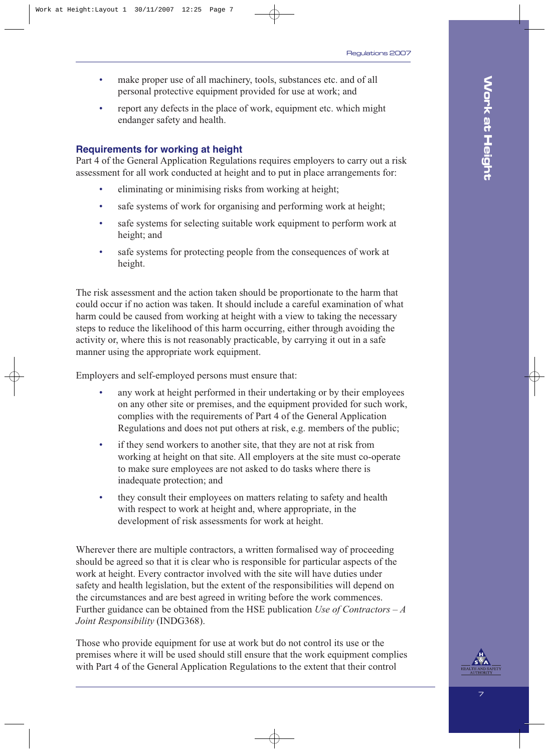- make proper use of all machinery, tools, substances etc. and of all personal protective equipment provided for use at work; and
- report any defects in the place of work, equipment etc. which might endanger safety and health.

## Requirements for working at height

Part 4 of the General Application Regulations requires employers to carry out a risk assessment for all work conducted at height and to put in place arrangements for:

- eliminating or minimising risks from working at height;
- safe systems of work for organising and performing work at height;
- safe systems for selecting suitable work equipment to perform work at height; and
- safe systems for protecting people from the consequences of work at height.

The risk assessment and the action taken should be proportionate to the harm that could occur if no action was taken. It should include a careful examination of what harm could be caused from working at height with a view to taking the necessary steps to reduce the likelihood of this harm occurring, either through avoiding the activity or, where this is not reasonably practicable, by carrying it out in a safe manner using the appropriate work equipment.

Employers and self-employed persons must ensure that:

- any work at height performed in their undertaking or by their employees on any other site or premises, and the equipment provided for such work, complies with the requirements of Part 4 of the General Application Regulations and does not put others at risk, e.g. members of the public;
- if they send workers to another site, that they are not at risk from working at height on that site. All employers at the site must co-operate to make sure employees are not asked to do tasks where there is inadequate protection; and
- they consult their employees on matters relating to safety and health with respect to work at height and, where appropriate, in the development of risk assessments for work at height.

Wherever there are multiple contractors, a written formalised way of proceeding should be agreed so that it is clear who is responsible for particular aspects of the work at height. Every contractor involved with the site will have duties under safety and health legislation, but the extent of the responsibilities will depend on the circumstances and are best agreed in writing before the work commences. Further guidance can be obtained from the HSE publication *Use of Contractors – A Joint Responsibility* (INDG368).

Those who provide equipment for use at work but do not control its use or the premises where it will be used should still ensure that the work equipment complies with Part 4 of the General Application Regulations to the extent that their control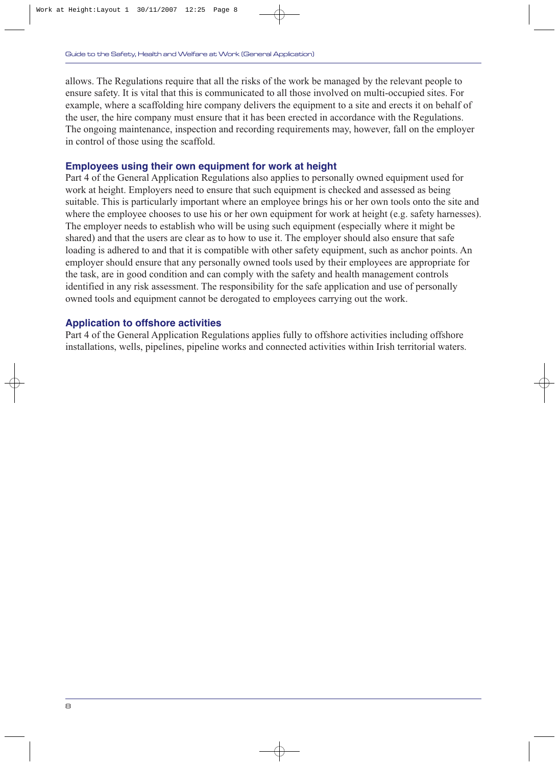allows. The Regulations require that all the risks of the work be managed by the relevant people to ensure safety. It is vital that this is communicated to all those involved on multi-occupied sites. For example, where a scaffolding hire company delivers the equipment to a site and erects it on behalf of the user, the hire company must ensure that it has been erected in accordance with the Regulations. The ongoing maintenance, inspection and recording requirements may, however, fall on the employer in control of those using the scaffold.

### Employees using their own equipment for work at height

Part 4 of the General Application Regulations also applies to personally owned equipment used for work at height. Employers need to ensure that such equipment is checked and assessed as being suitable. This is particularly important where an employee brings his or her own tools onto the site and where the employee chooses to use his or her own equipment for work at height (e.g. safety harnesses). The employer needs to establish who will be using such equipment (especially where it might be shared) and that the users are clear as to how to use it. The employer should also ensure that safe loading is adhered to and that it is compatible with other safety equipment, such as anchor points. An employer should ensure that any personally owned tools used by their employees are appropriate for the task, are in good condition and can comply with the safety and health management controls identified in any risk assessment. The responsibility for the safe application and use of personally owned tools and equipment cannot be derogated to employees carrying out the work.

### Application to offshore activities

Part 4 of the General Application Regulations applies fully to offshore activities including offshore installations, wells, pipelines, pipeline works and connected activities within Irish territorial waters.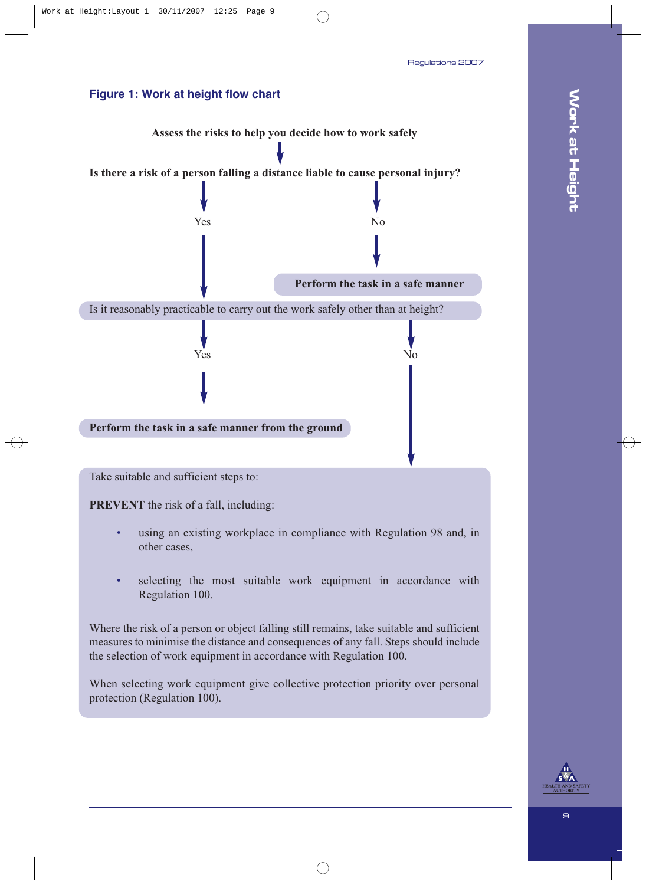### Figure 1: Work at height flow chart

**Assess the risks to help you decide how to work safely**

↓

**Is there a risk of a person falling a distance liable to cause personal injury?**

- Yes → go to "Is it reasonably practicable to carry out the work safely other than at height?"
- No → **Perform the task in a safe manner**

Is it reasonably practicable to carry out the work safely other than at height?

- Yes → **Perform the task in a safe manner from the ground**
- No → go to the steps below

Take suitable and sufficient steps to:

**PREVENT** the risk of a fall, including:

- using an existing workplace in compliance with Regulation 98 and, in other cases,
- selecting the most suitable work equipment in accordance with Regulation 100.

Where the risk of a person or object falling still remains, take suitable and sufficient measures to minimise the distance and consequences of any fall. Steps should include the selection of work equipment in accordance with Regulation 100.

When selecting work equipment give collective protection priority over personal protection (Regulation 100).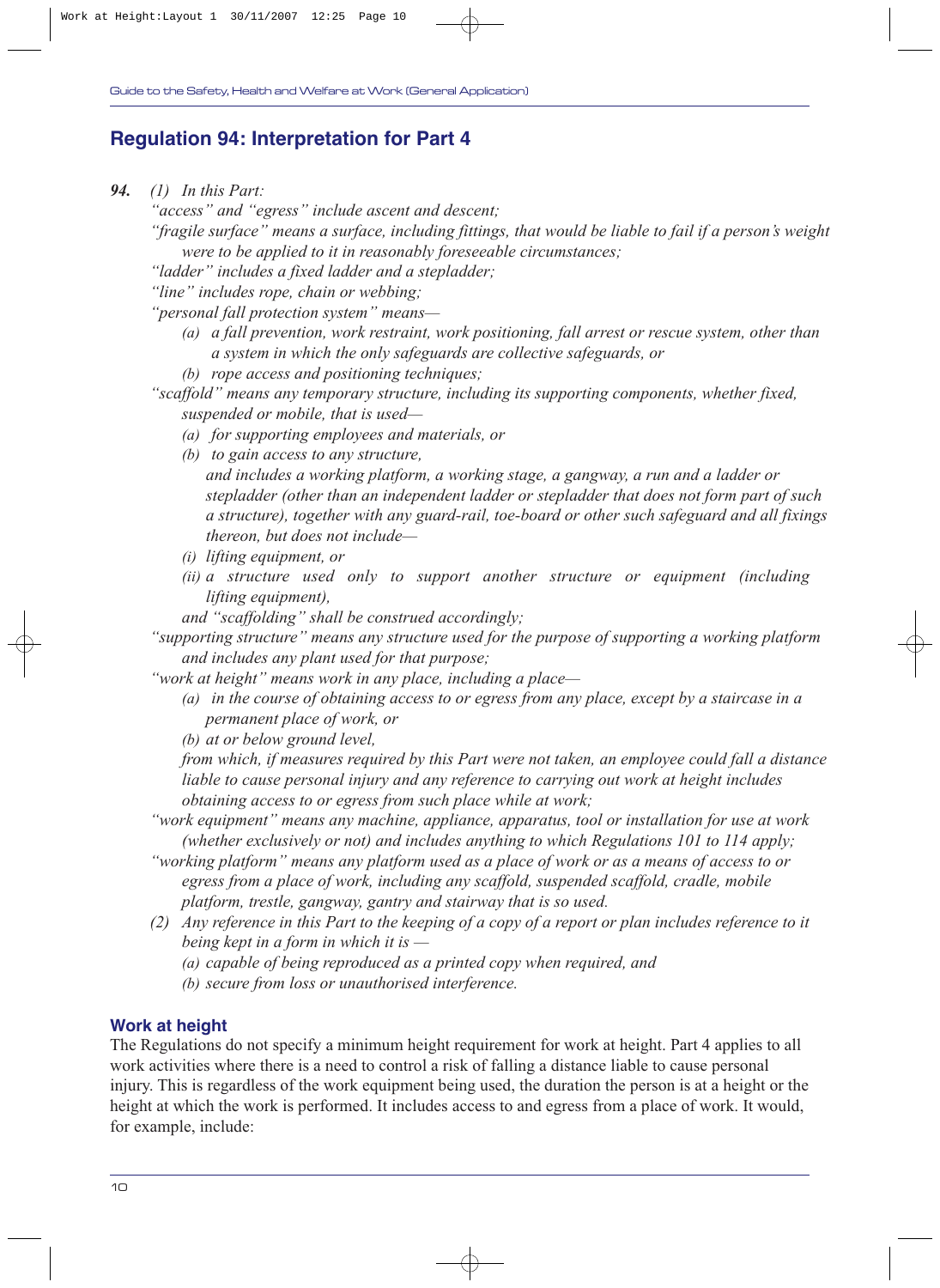## Regulation 94: Interpretation for Part 4

***94.*** *(1) In this Part:*

*"access" and "egress" include ascent and descent;*

*"fragile surface" means a surface, including fittings, that would be liable to fail if a person's weight were to be applied to it in reasonably foreseeable circumstances;*

*"ladder" includes a fixed ladder and a stepladder;*

*"line" includes rope, chain or webbing;*

*"personal fall protection system" means—*

*(a) a fall prevention, work restraint, work positioning, fall arrest or rescue system, other than a system in which the only safeguards are collective safeguards, or*

*(b) rope access and positioning techniques;*

*"scaffold" means any temporary structure, including its supporting components, whether fixed, suspended or mobile, that is used—*

*(a) for supporting employees and materials, or*

*(b) to gain access to any structure,*

*and includes a working platform, a working stage, a gangway, a run and a ladder or stepladder (other than an independent ladder or stepladder that does not form part of such a structure), together with any guard-rail, toe-board or other such safeguard and all fixings thereon, but does not include—*

*(i) lifting equipment, or*

*(ii) a structure used only to support another structure or equipment (including lifting equipment),*

*and "scaffolding" shall be construed accordingly;*

*"supporting structure" means any structure used for the purpose of supporting a working platform and includes any plant used for that purpose;*

*"work at height" means work in any place, including a place—*

*(a) in the course of obtaining access to or egress from any place, except by a staircase in a permanent place of work, or*

*(b) at or below ground level,*

*from which, if measures required by this Part were not taken, an employee could fall a distance liable to cause personal injury and any reference to carrying out work at height includes obtaining access to or egress from such place while at work;*

*"work equipment" means any machine, appliance, apparatus, tool or installation for use at work (whether exclusively or not) and includes anything to which Regulations 101 to 114 apply;*

*"working platform" means any platform used as a place of work or as a means of access to or egress from a place of work, including any scaffold, suspended scaffold, cradle, mobile platform, trestle, gangway, gantry and stairway that is so used.*

*(2) Any reference in this Part to the keeping of a copy of a report or plan includes reference to it being kept in a form in which it is —*

*(a) capable of being reproduced as a printed copy when required, and*

*(b) secure from loss or unauthorised interference.*

### Work at height

The Regulations do not specify a minimum height requirement for work at height. Part 4 applies to all work activities where there is a need to control a risk of falling a distance liable to cause personal injury. This is regardless of the work equipment being used, the duration the person is at a height or the height at which the work is performed. It includes access to and egress from a place of work. It would, for example, include: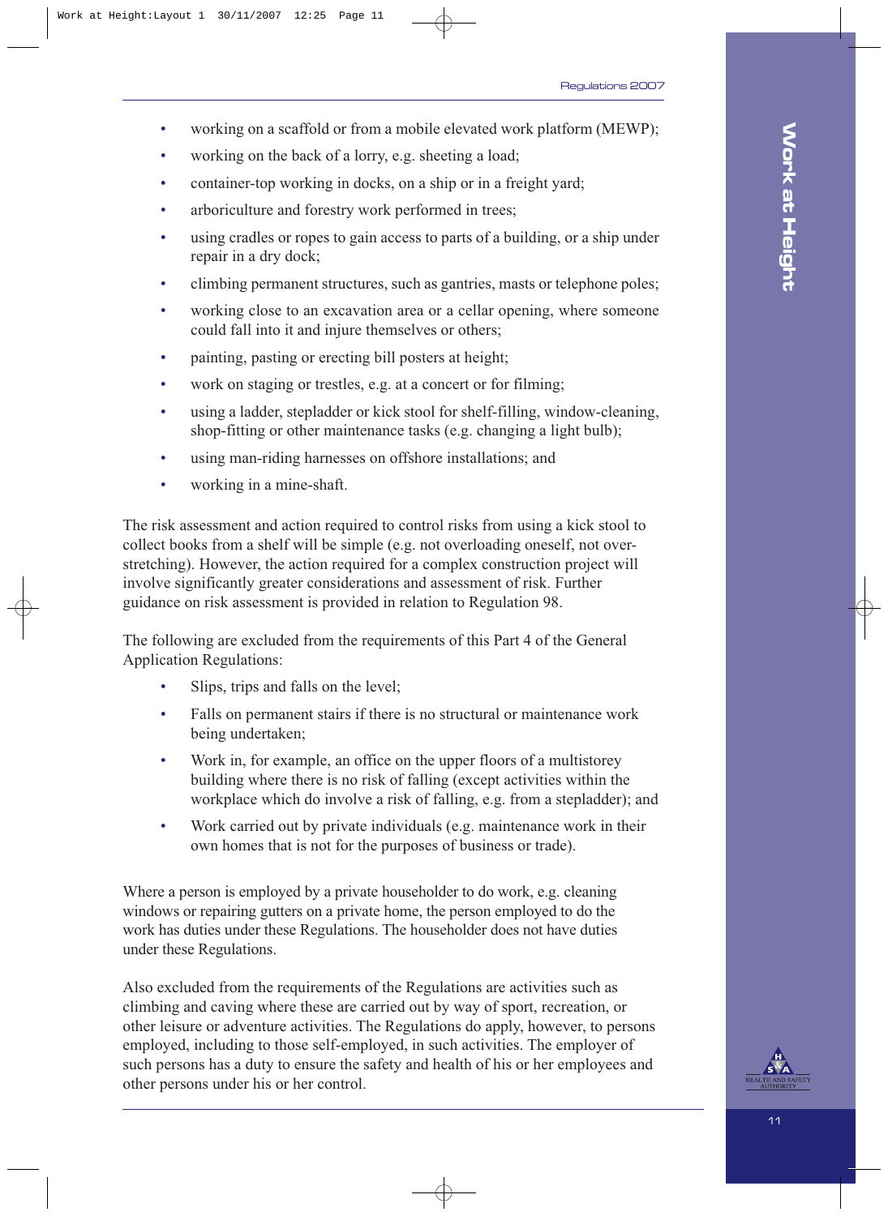- working on a scaffold or from a mobile elevated work platform (MEWP);
- working on the back of a lorry, e.g. sheeting a load;
- container-top working in docks, on a ship or in a freight yard;
- arboriculture and forestry work performed in trees;
- using cradles or ropes to gain access to parts of a building, or a ship under repair in a dry dock;
- climbing permanent structures, such as gantries, masts or telephone poles;
- working close to an excavation area or a cellar opening, where someone could fall into it and injure themselves or others;
- painting, pasting or erecting bill posters at height;
- work on staging or trestles, e.g. at a concert or for filming;
- using a ladder, stepladder or kick stool for shelf-filling, window-cleaning, shop-fitting or other maintenance tasks (e.g. changing a light bulb);
- using man-riding harnesses on offshore installations; and
- working in a mine-shaft.

The risk assessment and action required to control risks from using a kick stool to collect books from a shelf will be simple (e.g. not overloading oneself, not over-stretching). However, the action required for a complex construction project will involve significantly greater considerations and assessment of risk. Further guidance on risk assessment is provided in relation to Regulation 98.

The following are excluded from the requirements of this Part 4 of the General Application Regulations:

- Slips, trips and falls on the level;
- Falls on permanent stairs if there is no structural or maintenance work being undertaken;
- Work in, for example, an office on the upper floors of a multistorey building where there is no risk of falling (except activities within the workplace which do involve a risk of falling, e.g. from a stepladder); and
- Work carried out by private individuals (e.g. maintenance work in their own homes that is not for the purposes of business or trade).

Where a person is employed by a private householder to do work, e.g. cleaning windows or repairing gutters on a private home, the person employed to do the work has duties under these Regulations. The householder does not have duties under these Regulations.

Also excluded from the requirements of the Regulations are activities such as climbing and caving where these are carried out by way of sport, recreation, or other leisure or adventure activities. The Regulations do apply, however, to persons employed, including to those self-employed, in such activities. The employer of such persons has a duty to ensure the safety and health of his or her employees and other persons under his or her control.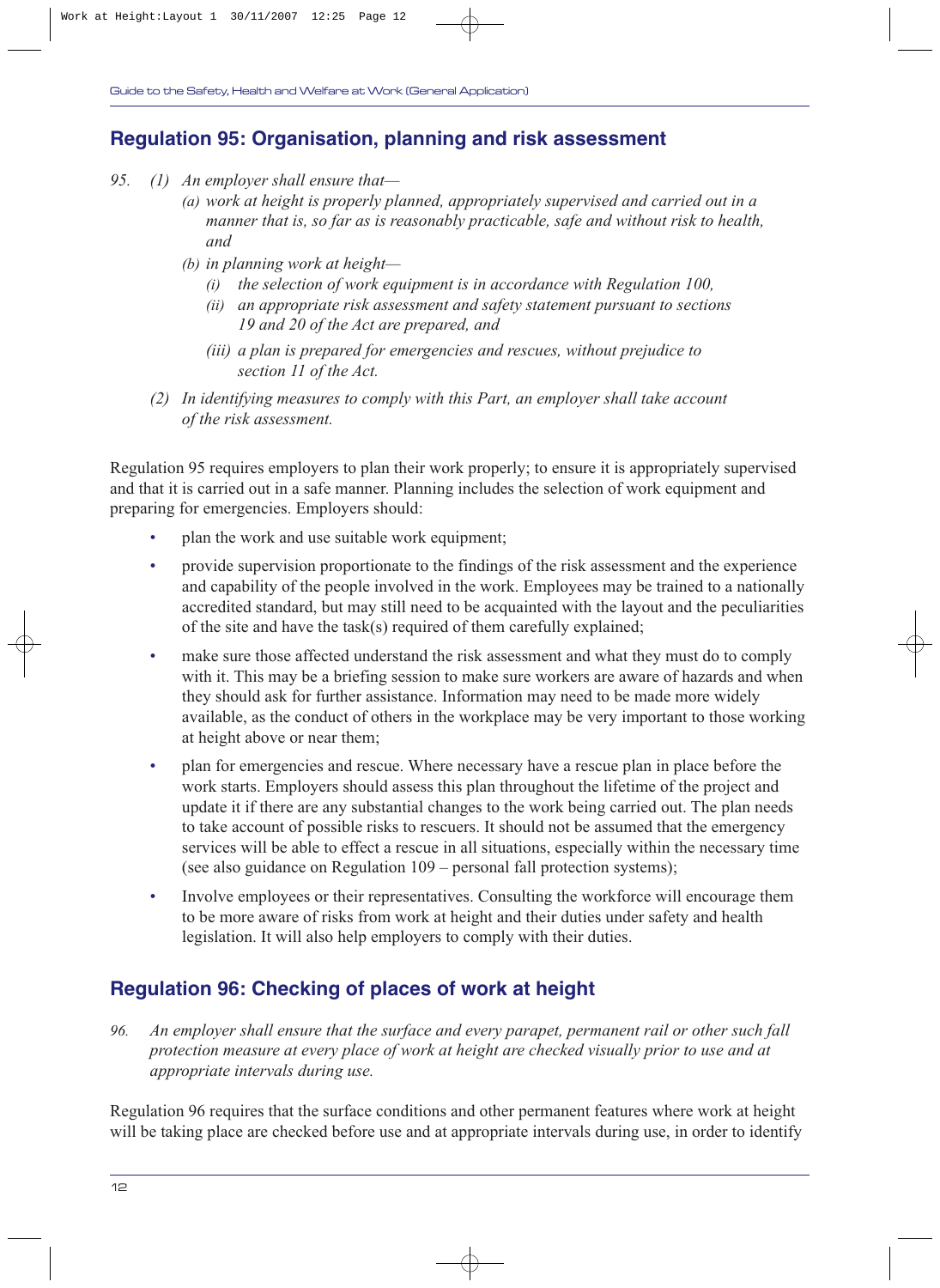## Regulation 95: Organisation, planning and risk assessment

*95. (1) An employer shall ensure that—*

*(a) work at height is properly planned, appropriately supervised and carried out in a manner that is, so far as is reasonably practicable, safe and without risk to health, and*

*(b) in planning work at height—*

*(i) the selection of work equipment is in accordance with Regulation 100,*

*(ii) an appropriate risk assessment and safety statement pursuant to sections 19 and 20 of the Act are prepared, and*

*(iii) a plan is prepared for emergencies and rescues, without prejudice to section 11 of the Act.*

*(2) In identifying measures to comply with this Part, an employer shall take account of the risk assessment.*

Regulation 95 requires employers to plan their work properly; to ensure it is appropriately supervised and that it is carried out in a safe manner. Planning includes the selection of work equipment and preparing for emergencies. Employers should:

- plan the work and use suitable work equipment;
- provide supervision proportionate to the findings of the risk assessment and the experience and capability of the people involved in the work. Employees may be trained to a nationally accredited standard, but may still need to be acquainted with the layout and the peculiarities of the site and have the task(s) required of them carefully explained;
- make sure those affected understand the risk assessment and what they must do to comply with it. This may be a briefing session to make sure workers are aware of hazards and when they should ask for further assistance. Information may need to be made more widely available, as the conduct of others in the workplace may be very important to those working at height above or near them;
- plan for emergencies and rescue. Where necessary have a rescue plan in place before the work starts. Employers should assess this plan throughout the lifetime of the project and update it if there are any substantial changes to the work being carried out. The plan needs to take account of possible risks to rescuers. It should not be assumed that the emergency services will be able to effect a rescue in all situations, especially within the necessary time (see also guidance on Regulation 109 – personal fall protection systems);
- Involve employees or their representatives. Consulting the workforce will encourage them to be more aware of risks from work at height and their duties under safety and health legislation. It will also help employers to comply with their duties.

## Regulation 96: Checking of places of work at height

*96. An employer shall ensure that the surface and every parapet, permanent rail or other such fall protection measure at every place of work at height are checked visually prior to use and at appropriate intervals during use.*

Regulation 96 requires that the surface conditions and other permanent features where work at height will be taking place are checked before use and at appropriate intervals during use, in order to identify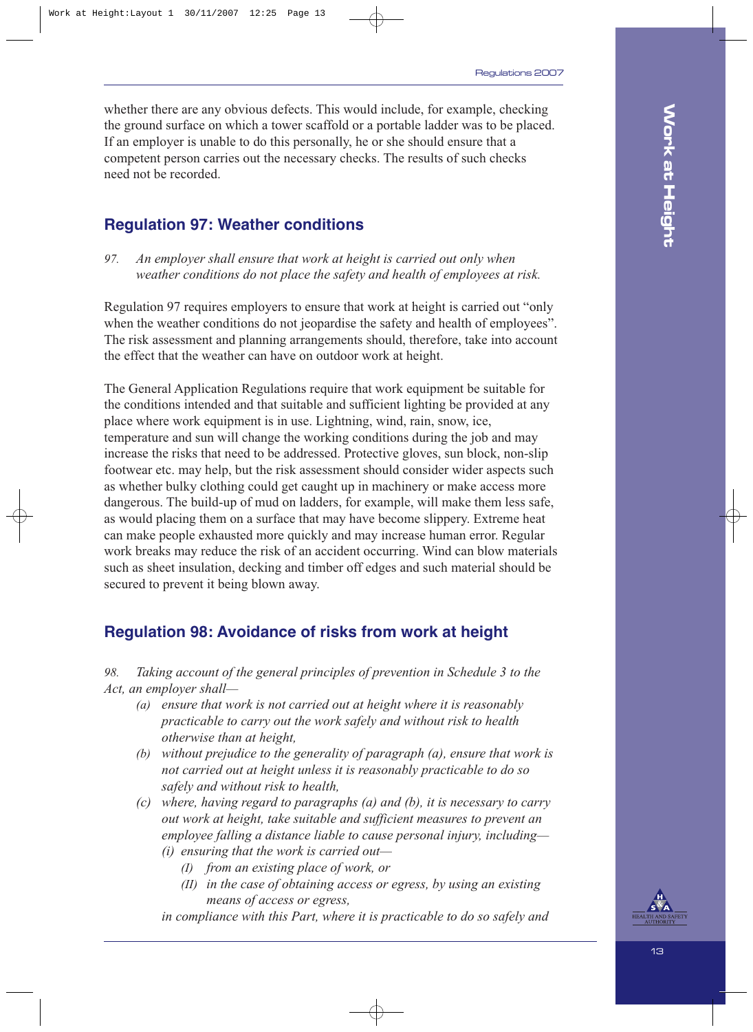whether there are any obvious defects. This would include, for example, checking the ground surface on which a tower scaffold or a portable ladder was to be placed. If an employer is unable to do this personally, he or she should ensure that a competent person carries out the necessary checks. The results of such checks need not be recorded.

## Regulation 97: Weather conditions

*97. An employer shall ensure that work at height is carried out only when weather conditions do not place the safety and health of employees at risk.*

Regulation 97 requires employers to ensure that work at height is carried out "only when the weather conditions do not jeopardise the safety and health of employees". The risk assessment and planning arrangements should, therefore, take into account the effect that the weather can have on outdoor work at height.

The General Application Regulations require that work equipment be suitable for the conditions intended and that suitable and sufficient lighting be provided at any place where work equipment is in use. Lightning, wind, rain, snow, ice, temperature and sun will change the working conditions during the job and may increase the risks that need to be addressed. Protective gloves, sun block, non-slip footwear etc. may help, but the risk assessment should consider wider aspects such as whether bulky clothing could get caught up in machinery or make access more dangerous. The build-up of mud on ladders, for example, will make them less safe, as would placing them on a surface that may have become slippery. Extreme heat can make people exhausted more quickly and may increase human error. Regular work breaks may reduce the risk of an accident occurring. Wind can blow materials such as sheet insulation, decking and timber off edges and such material should be secured to prevent it being blown away.

## Regulation 98: Avoidance of risks from work at height

*98. Taking account of the general principles of prevention in Schedule 3 to the Act, an employer shall—*

- *(a) ensure that work is not carried out at height where it is reasonably practicable to carry out the work safely and without risk to health otherwise than at height,*
- *(b) without prejudice to the generality of paragraph (a), ensure that work is not carried out at height unless it is reasonably practicable to do so safely and without risk to health,*
- *(c) where, having regard to paragraphs (a) and (b), it is necessary to carry out work at height, take suitable and sufficient measures to prevent an employee falling a distance liable to cause personal injury, including—*
  - *(i) ensuring that the work is carried out—*
    - *(I) from an existing place of work, or*
    - *(II) in the case of obtaining access or egress, by using an existing means of access or egress,*

  *in compliance with this Part, where it is practicable to do so safely and*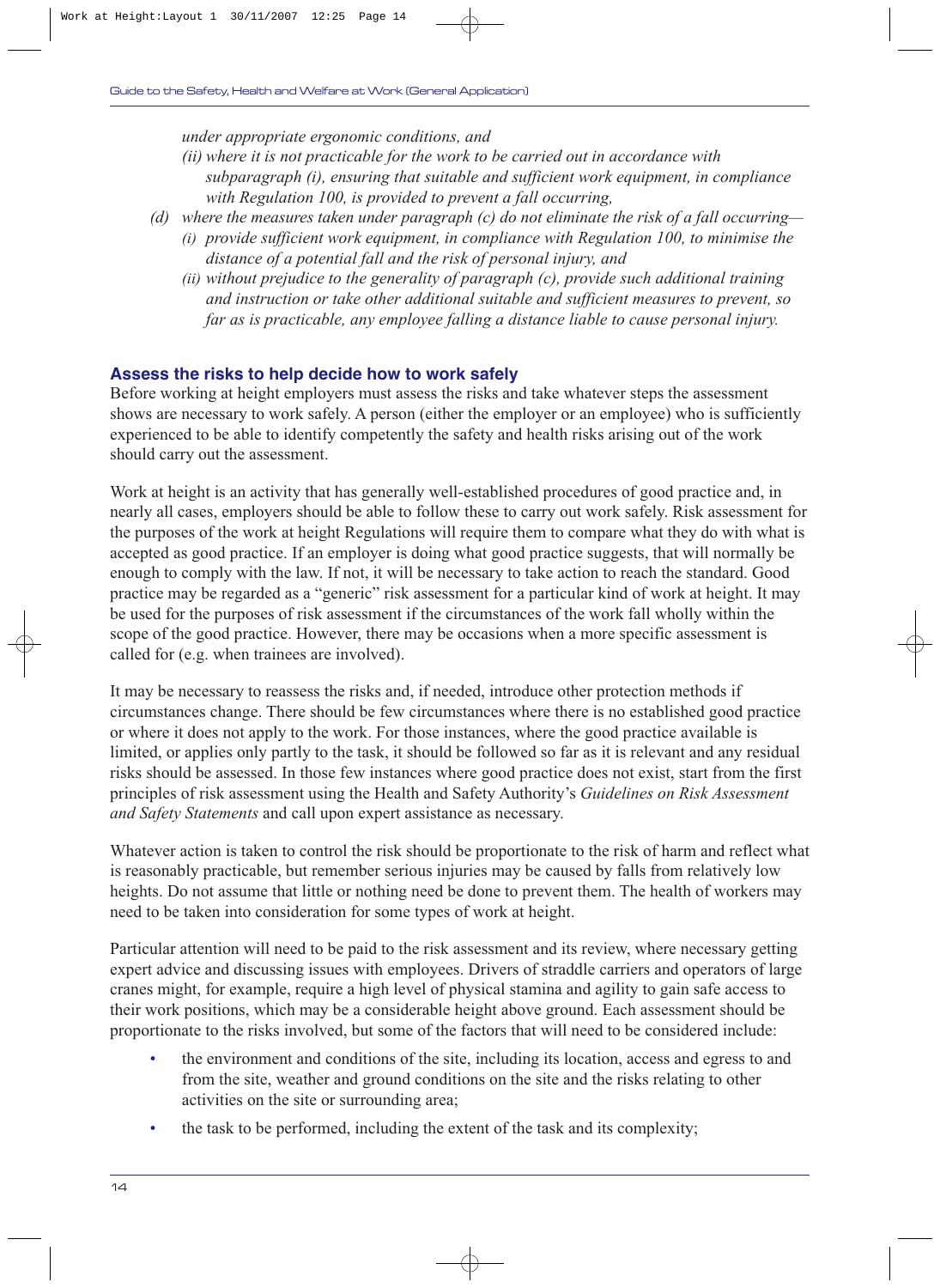*under appropriate ergonomic conditions, and*

*(ii) where it is not practicable for the work to be carried out in accordance with subparagraph (i), ensuring that suitable and sufficient work equipment, in compliance with Regulation 100, is provided to prevent a fall occurring,*

*(d) where the measures taken under paragraph (c) do not eliminate the risk of a fall occurring—*

*(i) provide sufficient work equipment, in compliance with Regulation 100, to minimise the distance of a potential fall and the risk of personal injury, and*

*(ii) without prejudice to the generality of paragraph (c), provide such additional training and instruction or take other additional suitable and sufficient measures to prevent, so far as is practicable, any employee falling a distance liable to cause personal injury.*

### Assess the risks to help decide how to work safely

Before working at height employers must assess the risks and take whatever steps the assessment shows are necessary to work safely. A person (either the employer or an employee) who is sufficiently experienced to be able to identify competently the safety and health risks arising out of the work should carry out the assessment.

Work at height is an activity that has generally well-established procedures of good practice and, in nearly all cases, employers should be able to follow these to carry out work safely. Risk assessment for the purposes of the work at height Regulations will require them to compare what they do with what is accepted as good practice. If an employer is doing what good practice suggests, that will normally be enough to comply with the law. If not, it will be necessary to take action to reach the standard. Good practice may be regarded as a "generic" risk assessment for a particular kind of work at height. It may be used for the purposes of risk assessment if the circumstances of the work fall wholly within the scope of the good practice. However, there may be occasions when a more specific assessment is called for (e.g. when trainees are involved).

It may be necessary to reassess the risks and, if needed, introduce other protection methods if circumstances change. There should be few circumstances where there is no established good practice or where it does not apply to the work. For those instances, where the good practice available is limited, or applies only partly to the task, it should be followed so far as it is relevant and any residual risks should be assessed. In those few instances where good practice does not exist, start from the first principles of risk assessment using the Health and Safety Authority's *Guidelines on Risk Assessment and Safety Statements* and call upon expert assistance as necessary.

Whatever action is taken to control the risk should be proportionate to the risk of harm and reflect what is reasonably practicable, but remember serious injuries may be caused by falls from relatively low heights. Do not assume that little or nothing need be done to prevent them. The health of workers may need to be taken into consideration for some types of work at height.

Particular attention will need to be paid to the risk assessment and its review, where necessary getting expert advice and discussing issues with employees. Drivers of straddle carriers and operators of large cranes might, for example, require a high level of physical stamina and agility to gain safe access to their work positions, which may be a considerable height above ground. Each assessment should be proportionate to the risks involved, but some of the factors that will need to be considered include:

- the environment and conditions of the site, including its location, access and egress to and from the site, weather and ground conditions on the site and the risks relating to other activities on the site or surrounding area;
- the task to be performed, including the extent of the task and its complexity;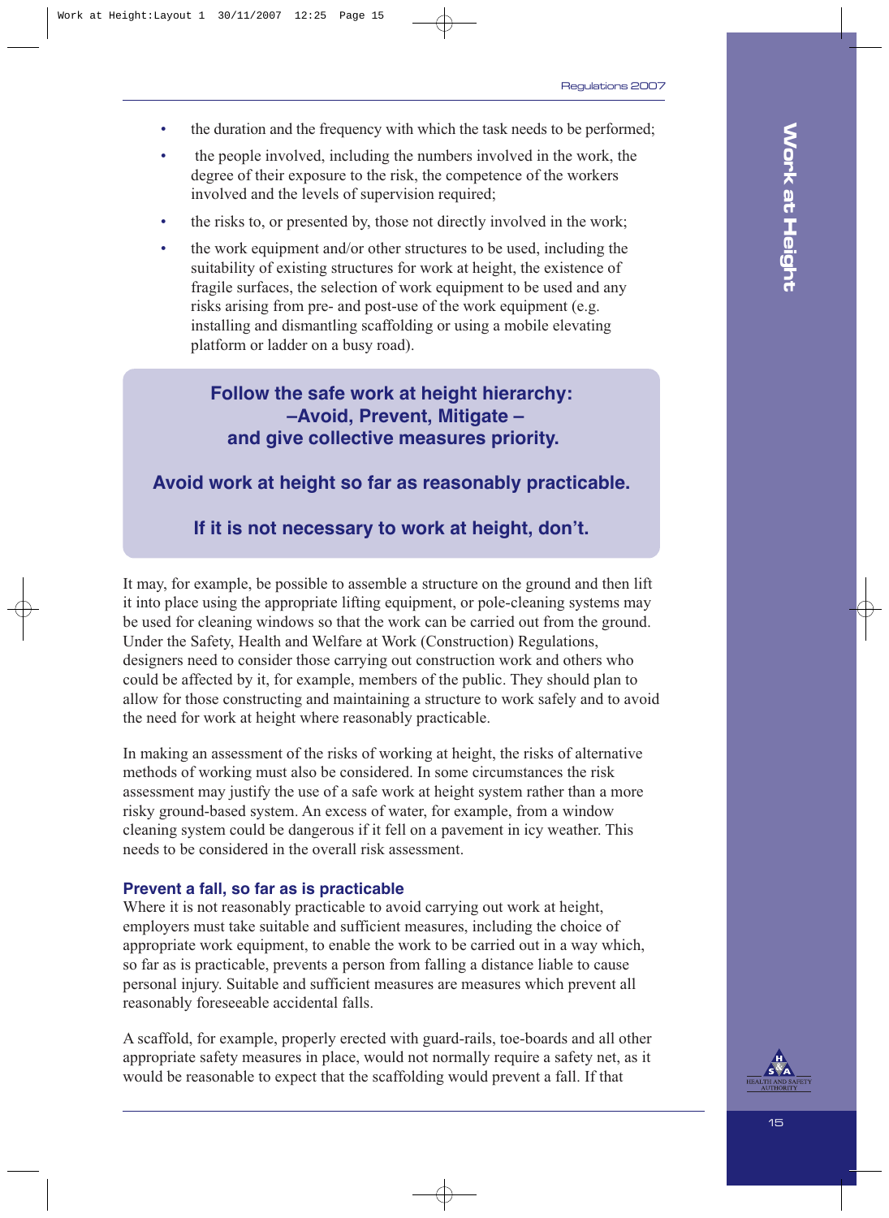- the duration and the frequency with which the task needs to be performed;
- the people involved, including the numbers involved in the work, the degree of their exposure to the risk, the competence of the workers involved and the levels of supervision required;
- the risks to, or presented by, those not directly involved in the work;
- the work equipment and/or other structures to be used, including the suitability of existing structures for work at height, the existence of fragile surfaces, the selection of work equipment to be used and any risks arising from pre- and post-use of the work equipment (e.g. installing and dismantling scaffolding or using a mobile elevating platform or ladder on a busy road).

> **Follow the safe work at height hierarchy:**
> **–Avoid, Prevent, Mitigate –**
> **and give collective measures priority.**
>
> **Avoid work at height so far as reasonably practicable.**
>
> **If it is not necessary to work at height, don't.**

It may, for example, be possible to assemble a structure on the ground and then lift it into place using the appropriate lifting equipment, or pole-cleaning systems may be used for cleaning windows so that the work can be carried out from the ground. Under the Safety, Health and Welfare at Work (Construction) Regulations, designers need to consider those carrying out construction work and others who could be affected by it, for example, members of the public. They should plan to allow for those constructing and maintaining a structure to work safely and to avoid the need for work at height where reasonably practicable.

In making an assessment of the risks of working at height, the risks of alternative methods of working must also be considered. In some circumstances the risk assessment may justify the use of a safe work at height system rather than a more risky ground-based system. An excess of water, for example, from a window cleaning system could be dangerous if it fell on a pavement in icy weather. This needs to be considered in the overall risk assessment.

### Prevent a fall, so far as is practicable

Where it is not reasonably practicable to avoid carrying out work at height, employers must take suitable and sufficient measures, including the choice of appropriate work equipment, to enable the work to be carried out in a way which, so far as is practicable, prevents a person from falling a distance liable to cause personal injury. Suitable and sufficient measures are measures which prevent all reasonably foreseeable accidental falls.

A scaffold, for example, properly erected with guard-rails, toe-boards and all other appropriate safety measures in place, would not normally require a safety net, as it would be reasonable to expect that the scaffolding would prevent a fall. If that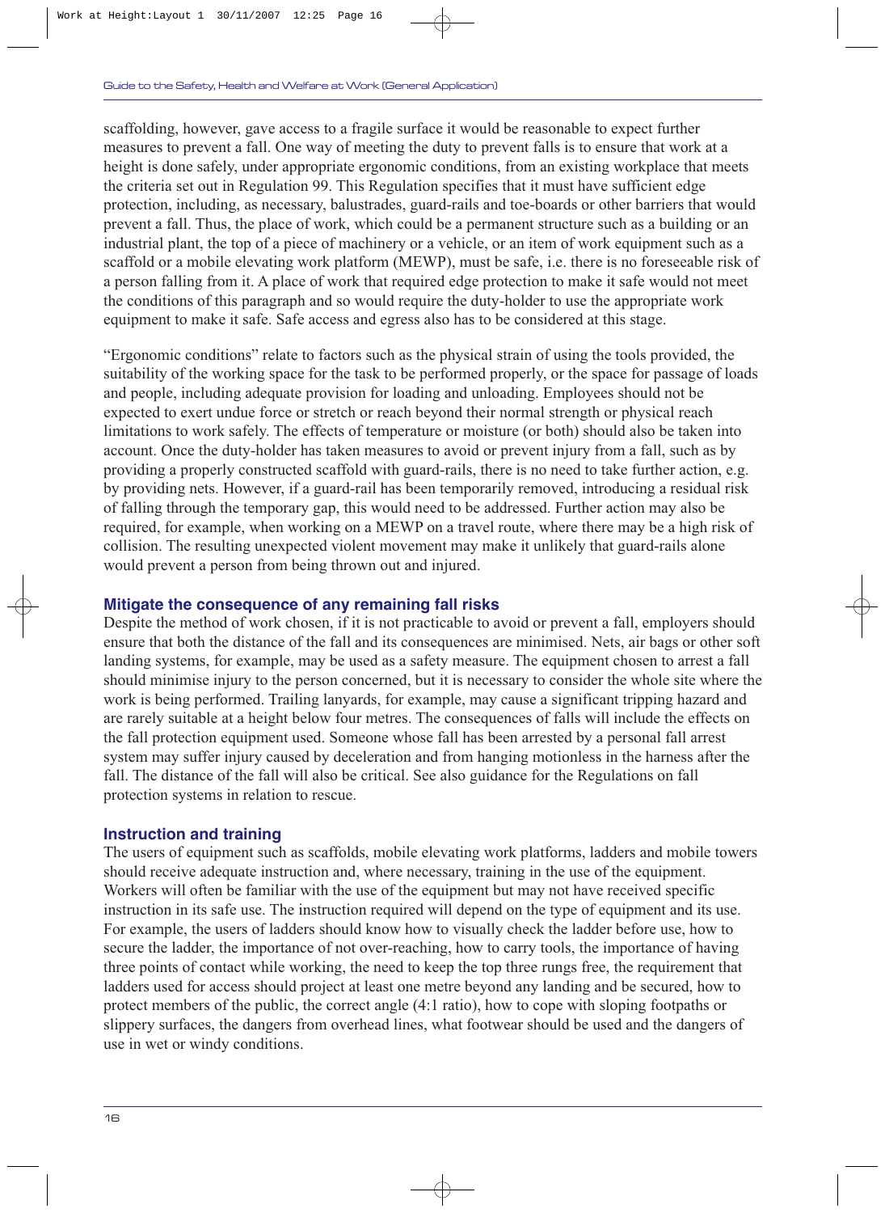scaffolding, however, gave access to a fragile surface it would be reasonable to expect further measures to prevent a fall. One way of meeting the duty to prevent falls is to ensure that work at a height is done safely, under appropriate ergonomic conditions, from an existing workplace that meets the criteria set out in Regulation 99. This Regulation specifies that it must have sufficient edge protection, including, as necessary, balustrades, guard-rails and toe-boards or other barriers that would prevent a fall. Thus, the place of work, which could be a permanent structure such as a building or an industrial plant, the top of a piece of machinery or a vehicle, or an item of work equipment such as a scaffold or a mobile elevating work platform (MEWP), must be safe, i.e. there is no foreseeable risk of a person falling from it. A place of work that required edge protection to make it safe would not meet the conditions of this paragraph and so would require the duty-holder to use the appropriate work equipment to make it safe. Safe access and egress also has to be considered at this stage.

"Ergonomic conditions" relate to factors such as the physical strain of using the tools provided, the suitability of the working space for the task to be performed properly, or the space for passage of loads and people, including adequate provision for loading and unloading. Employees should not be expected to exert undue force or stretch or reach beyond their normal strength or physical reach limitations to work safely. The effects of temperature or moisture (or both) should also be taken into account. Once the duty-holder has taken measures to avoid or prevent injury from a fall, such as by providing a properly constructed scaffold with guard-rails, there is no need to take further action, e.g. by providing nets. However, if a guard-rail has been temporarily removed, introducing a residual risk of falling through the temporary gap, this would need to be addressed. Further action may also be required, for example, when working on a MEWP on a travel route, where there may be a high risk of collision. The resulting unexpected violent movement may make it unlikely that guard-rails alone would prevent a person from being thrown out and injured.

### Mitigate the consequence of any remaining fall risks

Despite the method of work chosen, if it is not practicable to avoid or prevent a fall, employers should ensure that both the distance of the fall and its consequences are minimised. Nets, air bags or other soft landing systems, for example, may be used as a safety measure. The equipment chosen to arrest a fall should minimise injury to the person concerned, but it is necessary to consider the whole site where the work is being performed. Trailing lanyards, for example, may cause a significant tripping hazard and are rarely suitable at a height below four metres. The consequences of falls will include the effects on the fall protection equipment used. Someone whose fall has been arrested by a personal fall arrest system may suffer injury caused by deceleration and from hanging motionless in the harness after the fall. The distance of the fall will also be critical. See also guidance for the Regulations on fall protection systems in relation to rescue.

### Instruction and training

The users of equipment such as scaffolds, mobile elevating work platforms, ladders and mobile towers should receive adequate instruction and, where necessary, training in the use of the equipment. Workers will often be familiar with the use of the equipment but may not have received specific instruction in its safe use. The instruction required will depend on the type of equipment and its use. For example, the users of ladders should know how to visually check the ladder before use, how to secure the ladder, the importance of not over-reaching, how to carry tools, the importance of having three points of contact while working, the need to keep the top three rungs free, the requirement that ladders used for access should project at least one metre beyond any landing and be secured, how to protect members of the public, the correct angle (4:1 ratio), how to cope with sloping footpaths or slippery surfaces, the dangers from overhead lines, what footwear should be used and the dangers of use in wet or windy conditions.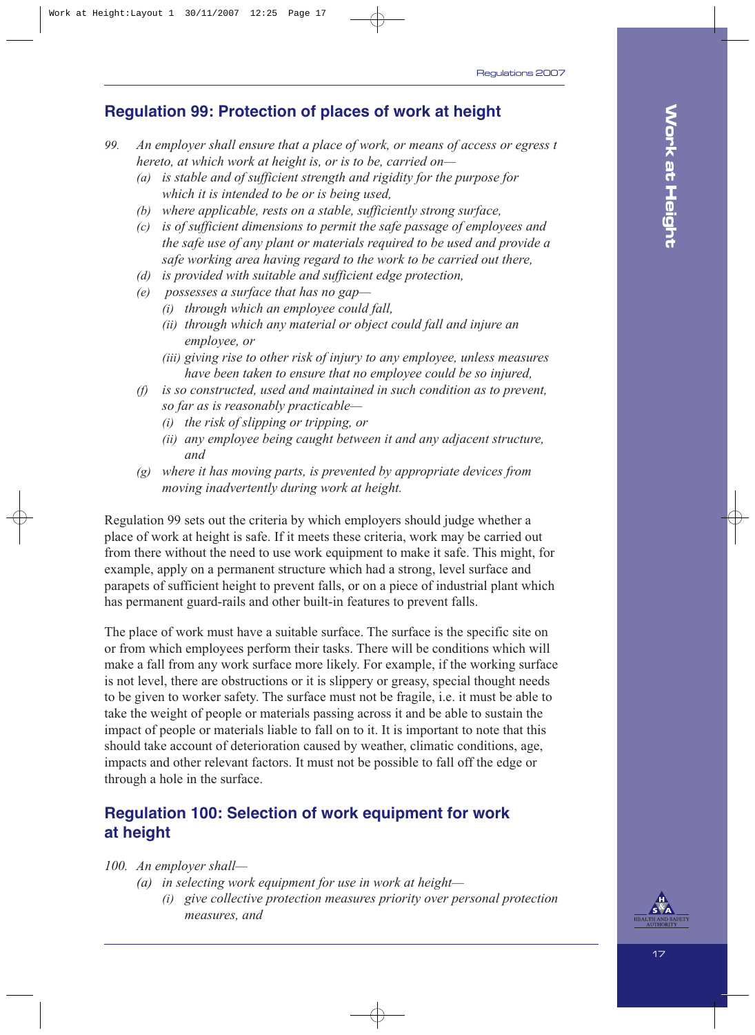## Regulation 99: Protection of places of work at height

*99. An employer shall ensure that a place of work, or means of access or egress t hereto, at which work at height is, or is to be, carried on—*

*(a) is stable and of sufficient strength and rigidity for the purpose for which it is intended to be or is being used,*

*(b) where applicable, rests on a stable, sufficiently strong surface,*

*(c) is of sufficient dimensions to permit the safe passage of employees and the safe use of any plant or materials required to be used and provide a safe working area having regard to the work to be carried out there,*

*(d) is provided with suitable and sufficient edge protection,*

*(e) possesses a surface that has no gap—*

*(i) through which an employee could fall,*

*(ii) through which any material or object could fall and injure an employee, or*

*(iii) giving rise to other risk of injury to any employee, unless measures have been taken to ensure that no employee could be so injured,*

*(f) is so constructed, used and maintained in such condition as to prevent, so far as is reasonably practicable—*

*(i) the risk of slipping or tripping, or*

*(ii) any employee being caught between it and any adjacent structure, and*

*(g) where it has moving parts, is prevented by appropriate devices from moving inadvertently during work at height.*

Regulation 99 sets out the criteria by which employers should judge whether a place of work at height is safe. If it meets these criteria, work may be carried out from there without the need to use work equipment to make it safe. This might, for example, apply on a permanent structure which had a strong, level surface and parapets of sufficient height to prevent falls, or on a piece of industrial plant which has permanent guard-rails and other built-in features to prevent falls.

The place of work must have a suitable surface. The surface is the specific site on or from which employees perform their tasks. There will be conditions which will make a fall from any work surface more likely. For example, if the working surface is not level, there are obstructions or it is slippery or greasy, special thought needs to be given to worker safety. The surface must not be fragile, i.e. it must be able to take the weight of people or materials passing across it and be able to sustain the impact of people or materials liable to fall on to it. It is important to note that this should take account of deterioration caused by weather, climatic conditions, age, impacts and other relevant factors. It must not be possible to fall off the edge or through a hole in the surface.

## Regulation 100: Selection of work equipment for work at height

*100. An employer shall—*

*(a) in selecting work equipment for use in work at height—*

*(i) give collective protection measures priority over personal protection measures, and*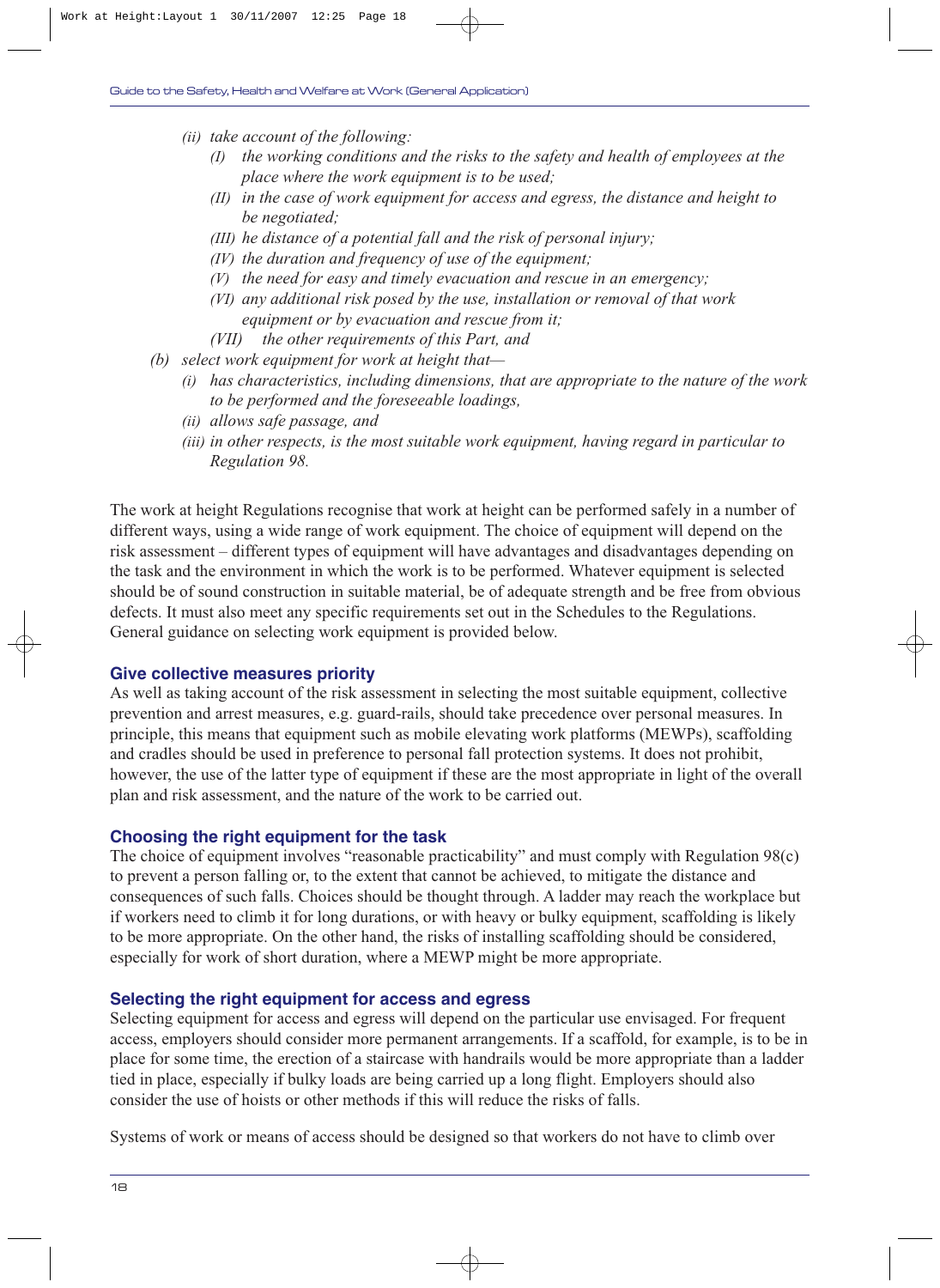*(ii) take account of the following:*

*(I) the working conditions and the risks to the safety and health of employees at the place where the work equipment is to be used;*

*(II) in the case of work equipment for access and egress, the distance and height to be negotiated;*

*(III) he distance of a potential fall and the risk of personal injury;*

*(IV) the duration and frequency of use of the equipment;*

*(V) the need for easy and timely evacuation and rescue in an emergency;*

*(VI) any additional risk posed by the use, installation or removal of that work equipment or by evacuation and rescue from it;*

*(VII) the other requirements of this Part, and*

*(b) select work equipment for work at height that—*

*(i) has characteristics, including dimensions, that are appropriate to the nature of the work to be performed and the foreseeable loadings,*

*(ii) allows safe passage, and*

*(iii) in other respects, is the most suitable work equipment, having regard in particular to Regulation 98.*

The work at height Regulations recognise that work at height can be performed safely in a number of different ways, using a wide range of work equipment. The choice of equipment will depend on the risk assessment – different types of equipment will have advantages and disadvantages depending on the task and the environment in which the work is to be performed. Whatever equipment is selected should be of sound construction in suitable material, be of adequate strength and be free from obvious defects. It must also meet any specific requirements set out in the Schedules to the Regulations. General guidance on selecting work equipment is provided below.

### Give collective measures priority

As well as taking account of the risk assessment in selecting the most suitable equipment, collective prevention and arrest measures, e.g. guard-rails, should take precedence over personal measures. In principle, this means that equipment such as mobile elevating work platforms (MEWPs), scaffolding and cradles should be used in preference to personal fall protection systems. It does not prohibit, however, the use of the latter type of equipment if these are the most appropriate in light of the overall plan and risk assessment, and the nature of the work to be carried out.

### Choosing the right equipment for the task

The choice of equipment involves "reasonable practicability" and must comply with Regulation 98(c) to prevent a person falling or, to the extent that cannot be achieved, to mitigate the distance and consequences of such falls. Choices should be thought through. A ladder may reach the workplace but if workers need to climb it for long durations, or with heavy or bulky equipment, scaffolding is likely to be more appropriate. On the other hand, the risks of installing scaffolding should be considered, especially for work of short duration, where a MEWP might be more appropriate.

### Selecting the right equipment for access and egress

Selecting equipment for access and egress will depend on the particular use envisaged. For frequent access, employers should consider more permanent arrangements. If a scaffold, for example, is to be in place for some time, the erection of a staircase with handrails would be more appropriate than a ladder tied in place, especially if bulky loads are being carried up a long flight. Employers should also consider the use of hoists or other methods if this will reduce the risks of falls.

Systems of work or means of access should be designed so that workers do not have to climb over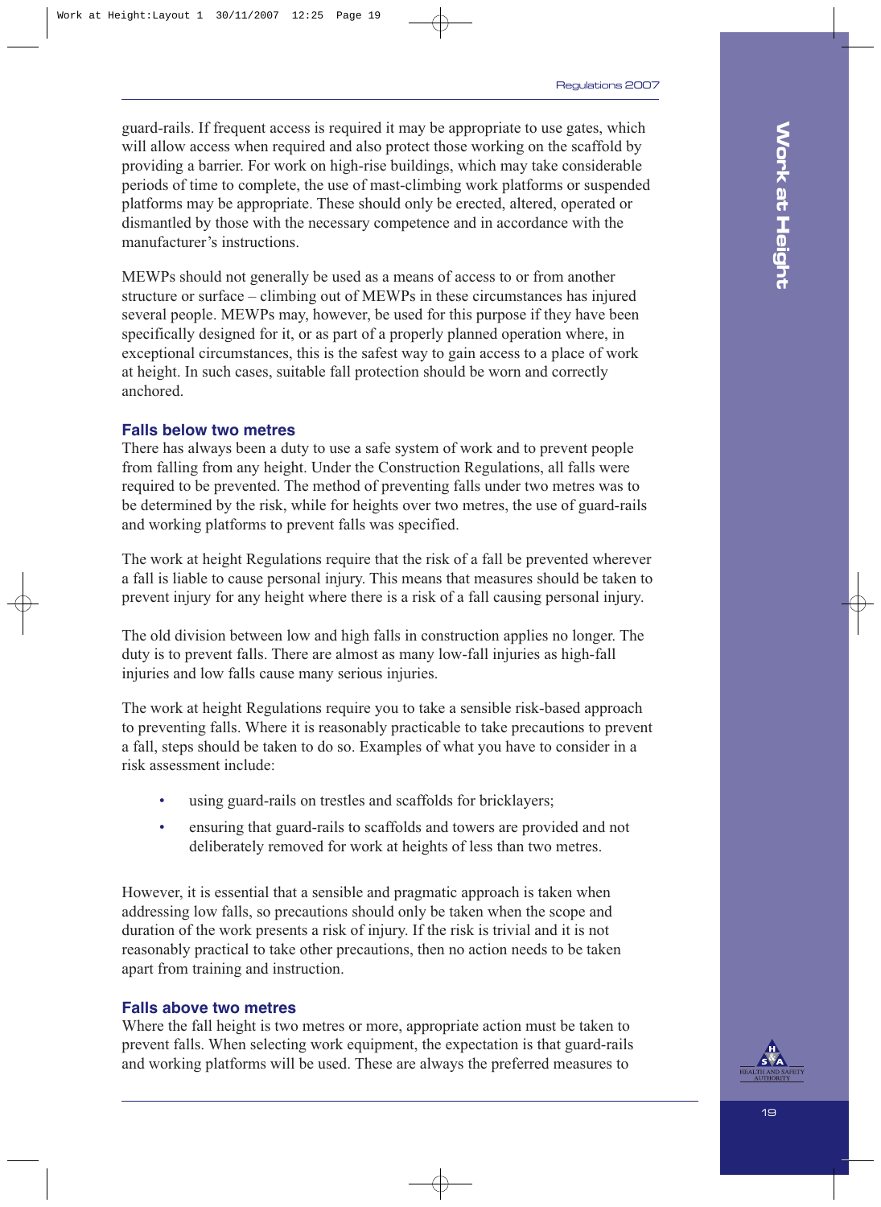guard-rails. If frequent access is required it may be appropriate to use gates, which will allow access when required and also protect those working on the scaffold by providing a barrier. For work on high-rise buildings, which may take considerable periods of time to complete, the use of mast-climbing work platforms or suspended platforms may be appropriate. These should only be erected, altered, operated or dismantled by those with the necessary competence and in accordance with the manufacturer's instructions.

MEWPs should not generally be used as a means of access to or from another structure or surface – climbing out of MEWPs in these circumstances has injured several people. MEWPs may, however, be used for this purpose if they have been specifically designed for it, or as part of a properly planned operation where, in exceptional circumstances, this is the safest way to gain access to a place of work at height. In such cases, suitable fall protection should be worn and correctly anchored.

### Falls below two metres

There has always been a duty to use a safe system of work and to prevent people from falling from any height. Under the Construction Regulations, all falls were required to be prevented. The method of preventing falls under two metres was to be determined by the risk, while for heights over two metres, the use of guard-rails and working platforms to prevent falls was specified.

The work at height Regulations require that the risk of a fall be prevented wherever a fall is liable to cause personal injury. This means that measures should be taken to prevent injury for any height where there is a risk of a fall causing personal injury.

The old division between low and high falls in construction applies no longer. The duty is to prevent falls. There are almost as many low-fall injuries as high-fall injuries and low falls cause many serious injuries.

The work at height Regulations require you to take a sensible risk-based approach to preventing falls. Where it is reasonably practicable to take precautions to prevent a fall, steps should be taken to do so. Examples of what you have to consider in a risk assessment include:

- using guard-rails on trestles and scaffolds for bricklayers;
- ensuring that guard-rails to scaffolds and towers are provided and not deliberately removed for work at heights of less than two metres.

However, it is essential that a sensible and pragmatic approach is taken when addressing low falls, so precautions should only be taken when the scope and duration of the work presents a risk of injury. If the risk is trivial and it is not reasonably practical to take other precautions, then no action needs to be taken apart from training and instruction.

### Falls above two metres

Where the fall height is two metres or more, appropriate action must be taken to prevent falls. When selecting work equipment, the expectation is that guard-rails and working platforms will be used. These are always the preferred measures to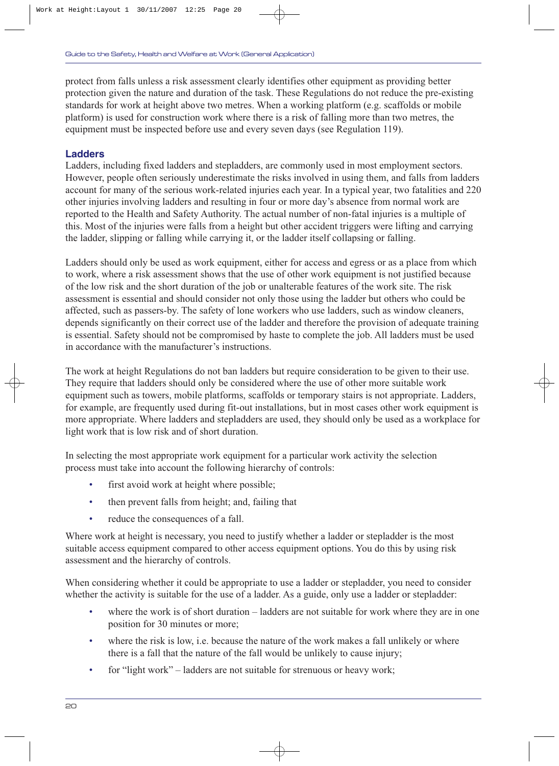protect from falls unless a risk assessment clearly identifies other equipment as providing better protection given the nature and duration of the task. These Regulations do not reduce the pre-existing standards for work at height above two metres. When a working platform (e.g. scaffolds or mobile platform) is used for construction work where there is a risk of falling more than two metres, the equipment must be inspected before use and every seven days (see Regulation 119).

## Ladders

Ladders, including fixed ladders and stepladders, are commonly used in most employment sectors. However, people often seriously underestimate the risks involved in using them, and falls from ladders account for many of the serious work-related injuries each year. In a typical year, two fatalities and 220 other injuries involving ladders and resulting in four or more day's absence from normal work are reported to the Health and Safety Authority. The actual number of non-fatal injuries is a multiple of this. Most of the injuries were falls from a height but other accident triggers were lifting and carrying the ladder, slipping or falling while carrying it, or the ladder itself collapsing or falling.

Ladders should only be used as work equipment, either for access and egress or as a place from which to work, where a risk assessment shows that the use of other work equipment is not justified because of the low risk and the short duration of the job or unalterable features of the work site. The risk assessment is essential and should consider not only those using the ladder but others who could be affected, such as passers-by. The safety of lone workers who use ladders, such as window cleaners, depends significantly on their correct use of the ladder and therefore the provision of adequate training is essential. Safety should not be compromised by haste to complete the job. All ladders must be used in accordance with the manufacturer's instructions.

The work at height Regulations do not ban ladders but require consideration to be given to their use. They require that ladders should only be considered where the use of other more suitable work equipment such as towers, mobile platforms, scaffolds or temporary stairs is not appropriate. Ladders, for example, are frequently used during fit-out installations, but in most cases other work equipment is more appropriate. Where ladders and stepladders are used, they should only be used as a workplace for light work that is low risk and of short duration.

In selecting the most appropriate work equipment for a particular work activity the selection process must take into account the following hierarchy of controls:

- first avoid work at height where possible;
- then prevent falls from height; and, failing that
- reduce the consequences of a fall.

Where work at height is necessary, you need to justify whether a ladder or stepladder is the most suitable access equipment compared to other access equipment options. You do this by using risk assessment and the hierarchy of controls.

When considering whether it could be appropriate to use a ladder or stepladder, you need to consider whether the activity is suitable for the use of a ladder. As a guide, only use a ladder or stepladder:

- where the work is of short duration – ladders are not suitable for work where they are in one position for 30 minutes or more;
- where the risk is low, i.e. because the nature of the work makes a fall unlikely or where there is a fall that the nature of the fall would be unlikely to cause injury;
- for "light work" – ladders are not suitable for strenuous or heavy work;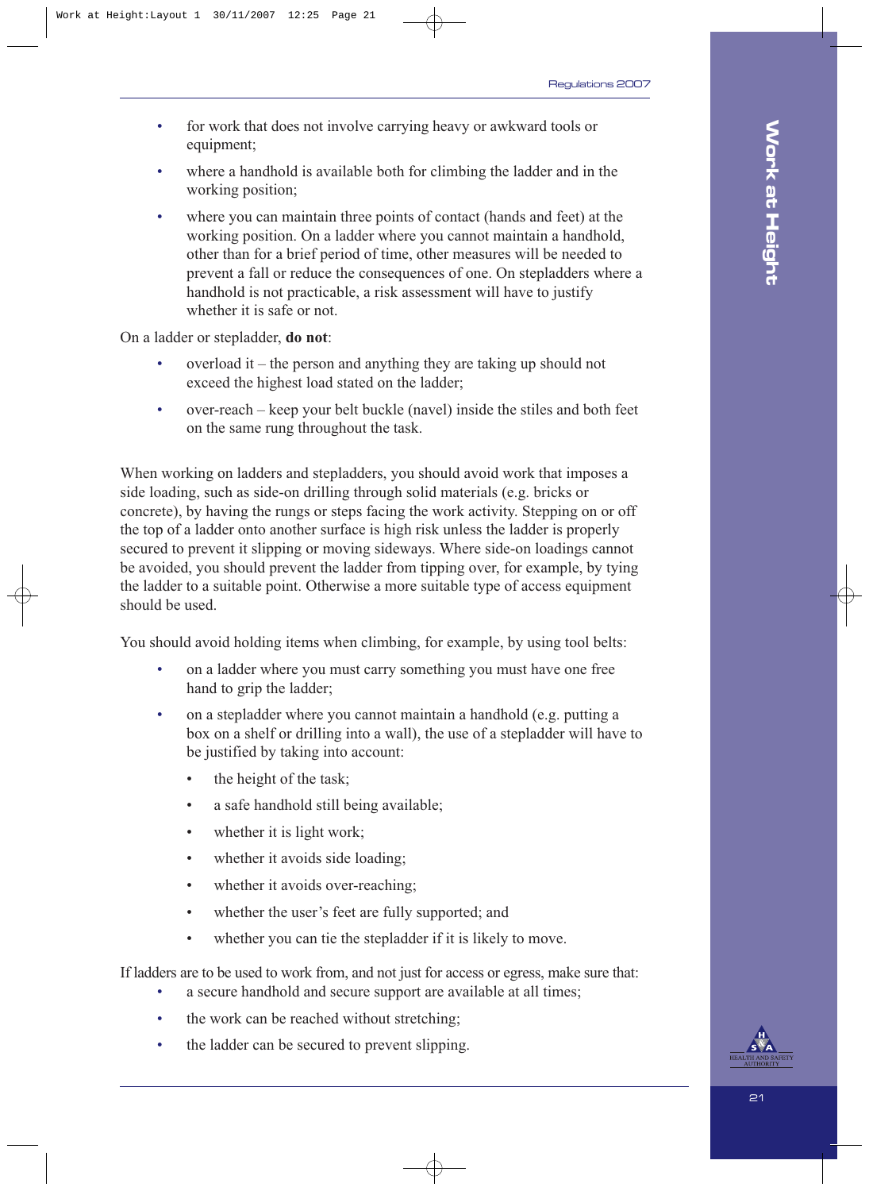- for work that does not involve carrying heavy or awkward tools or equipment;
- where a handhold is available both for climbing the ladder and in the working position;
- where you can maintain three points of contact (hands and feet) at the working position. On a ladder where you cannot maintain a handhold, other than for a brief period of time, other measures will be needed to prevent a fall or reduce the consequences of one. On stepladders where a handhold is not practicable, a risk assessment will have to justify whether it is safe or not.

On a ladder or stepladder, **do not**:

- overload it – the person and anything they are taking up should not exceed the highest load stated on the ladder;
- over-reach – keep your belt buckle (navel) inside the stiles and both feet on the same rung throughout the task.

When working on ladders and stepladders, you should avoid work that imposes a side loading, such as side-on drilling through solid materials (e.g. bricks or concrete), by having the rungs or steps facing the work activity. Stepping on or off the top of a ladder onto another surface is high risk unless the ladder is properly secured to prevent it slipping or moving sideways. Where side-on loadings cannot be avoided, you should prevent the ladder from tipping over, for example, by tying the ladder to a suitable point. Otherwise a more suitable type of access equipment should be used.

You should avoid holding items when climbing, for example, by using tool belts:

- on a ladder where you must carry something you must have one free hand to grip the ladder;
- on a stepladder where you cannot maintain a handhold (e.g. putting a box on a shelf or drilling into a wall), the use of a stepladder will have to be justified by taking into account:
  - the height of the task;
  - a safe handhold still being available;
  - whether it is light work;
  - whether it avoids side loading;
  - whether it avoids over-reaching;
  - whether the user's feet are fully supported; and
  - whether you can tie the stepladder if it is likely to move.

If ladders are to be used to work from, and not just for access or egress, make sure that:

- a secure handhold and secure support are available at all times;
- the work can be reached without stretching;
- the ladder can be secured to prevent slipping.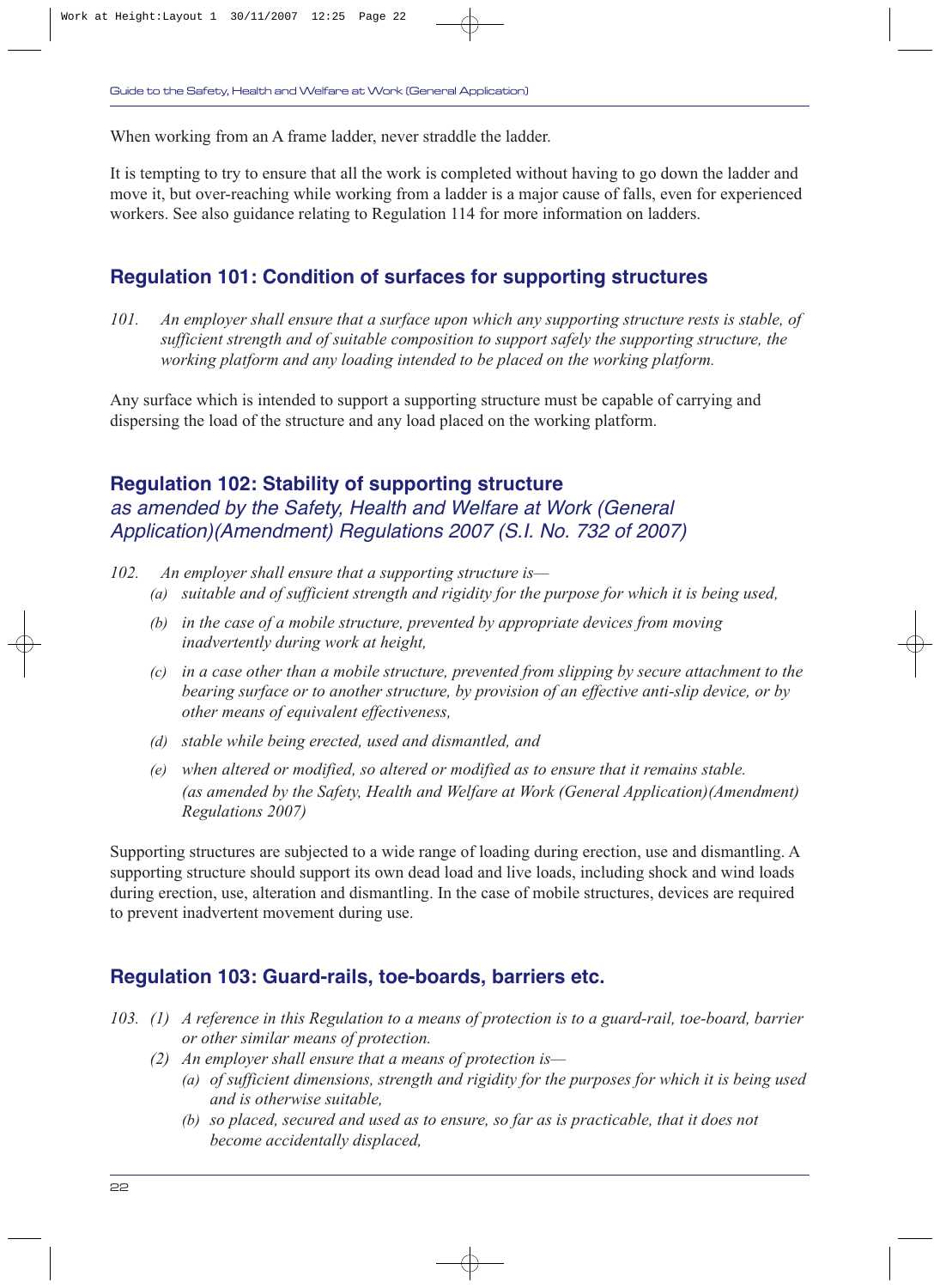When working from an A frame ladder, never straddle the ladder.

It is tempting to try to ensure that all the work is completed without having to go down the ladder and move it, but over-reaching while working from a ladder is a major cause of falls, even for experienced workers. See also guidance relating to Regulation 114 for more information on ladders.

## Regulation 101: Condition of surfaces for supporting structures

*101. An employer shall ensure that a surface upon which any supporting structure rests is stable, of sufficient strength and of suitable composition to support safely the supporting structure, the working platform and any loading intended to be placed on the working platform.*

Any surface which is intended to support a supporting structure must be capable of carrying and dispersing the load of the structure and any load placed on the working platform.

## Regulation 102: Stability of supporting structure
### *as amended by the Safety, Health and Welfare at Work (General Application)(Amendment) Regulations 2007 (S.I. No. 732 of 2007)*

*102. An employer shall ensure that a supporting structure is—*

*(a) suitable and of sufficient strength and rigidity for the purpose for which it is being used,*

*(b) in the case of a mobile structure, prevented by appropriate devices from moving inadvertently during work at height,*

*(c) in a case other than a mobile structure, prevented from slipping by secure attachment to the bearing surface or to another structure, by provision of an effective anti-slip device, or by other means of equivalent effectiveness,*

*(d) stable while being erected, used and dismantled, and*

*(e) when altered or modified, so altered or modified as to ensure that it remains stable. (as amended by the Safety, Health and Welfare at Work (General Application)(Amendment) Regulations 2007)*

Supporting structures are subjected to a wide range of loading during erection, use and dismantling. A supporting structure should support its own dead load and live loads, including shock and wind loads during erection, use, alteration and dismantling. In the case of mobile structures, devices are required to prevent inadvertent movement during use.

## Regulation 103: Guard-rails, toe-boards, barriers etc.

*103. (1) A reference in this Regulation to a means of protection is to a guard-rail, toe-board, barrier or other similar means of protection.*

*(2) An employer shall ensure that a means of protection is—*

*(a) of sufficient dimensions, strength and rigidity for the purposes for which it is being used and is otherwise suitable,*

*(b) so placed, secured and used as to ensure, so far as is practicable, that it does not become accidentally displaced,*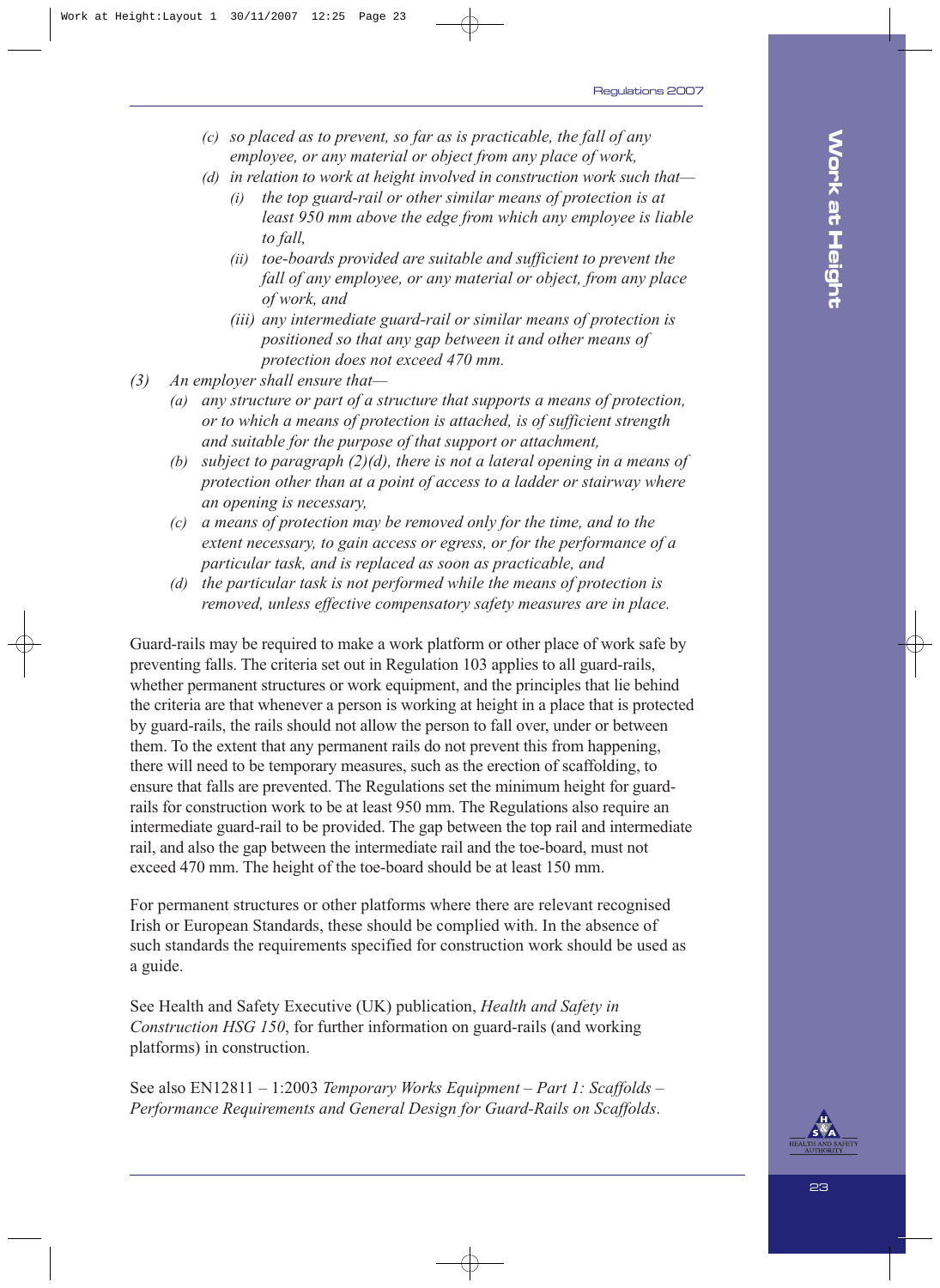*(c) so placed as to prevent, so far as is practicable, the fall of any employee, or any material or object from any place of work,*

*(d) in relation to work at height involved in construction work such that—*

*(i) the top guard-rail or other similar means of protection is at least 950 mm above the edge from which any employee is liable to fall,*

*(ii) toe-boards provided are suitable and sufficient to prevent the fall of any employee, or any material or object, from any place of work, and*

*(iii) any intermediate guard-rail or similar means of protection is positioned so that any gap between it and other means of protection does not exceed 470 mm.*

*(3) An employer shall ensure that—*

*(a) any structure or part of a structure that supports a means of protection, or to which a means of protection is attached, is of sufficient strength and suitable for the purpose of that support or attachment,*

*(b) subject to paragraph (2)(d), there is not a lateral opening in a means of protection other than at a point of access to a ladder or stairway where an opening is necessary,*

*(c) a means of protection may be removed only for the time, and to the extent necessary, to gain access or egress, or for the performance of a particular task, and is replaced as soon as practicable, and*

*(d) the particular task is not performed while the means of protection is removed, unless effective compensatory safety measures are in place.*

Guard-rails may be required to make a work platform or other place of work safe by preventing falls. The criteria set out in Regulation 103 applies to all guard-rails, whether permanent structures or work equipment, and the principles that lie behind the criteria are that whenever a person is working at height in a place that is protected by guard-rails, the rails should not allow the person to fall over, under or between them. To the extent that any permanent rails do not prevent this from happening, there will need to be temporary measures, such as the erection of scaffolding, to ensure that falls are prevented. The Regulations set the minimum height for guard-rails for construction work to be at least 950 mm. The Regulations also require an intermediate guard-rail to be provided. The gap between the top rail and intermediate rail, and also the gap between the intermediate rail and the toe-board, must not exceed 470 mm. The height of the toe-board should be at least 150 mm.

For permanent structures or other platforms where there are relevant recognised Irish or European Standards, these should be complied with. In the absence of such standards the requirements specified for construction work should be used as a guide.

See Health and Safety Executive (UK) publication, *Health and Safety in Construction HSG 150*, for further information on guard-rails (and working platforms) in construction.

See also EN12811 – 1:2003 *Temporary Works Equipment – Part 1: Scaffolds – Performance Requirements and General Design for Guard-Rails on Scaffolds*.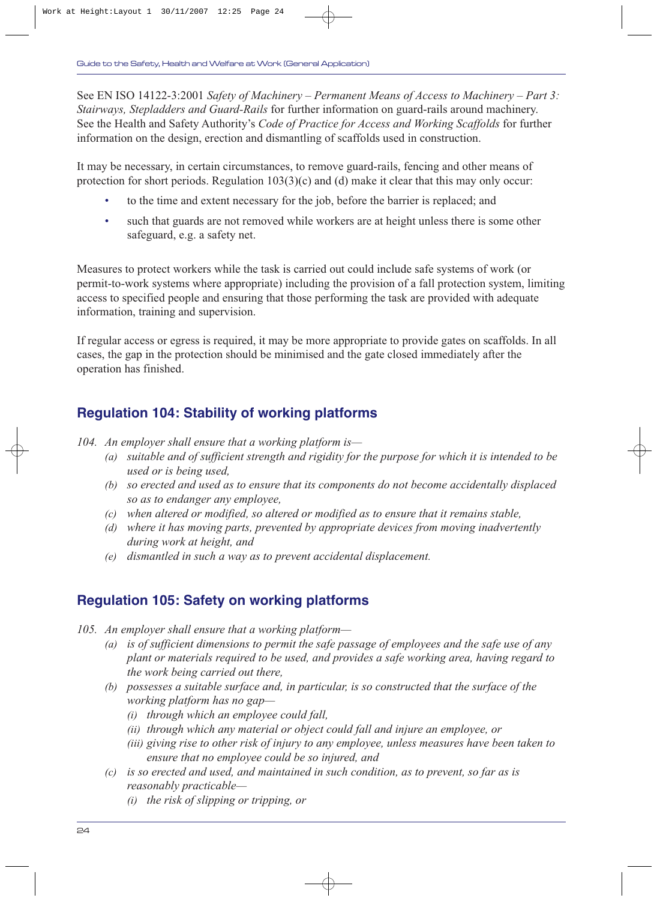See EN ISO 14122-3:2001 *Safety of Machinery – Permanent Means of Access to Machinery – Part 3: Stairways, Stepladders and Guard-Rails* for further information on guard-rails around machinery. See the Health and Safety Authority's *Code of Practice for Access and Working Scaffolds* for further information on the design, erection and dismantling of scaffolds used in construction.

It may be necessary, in certain circumstances, to remove guard-rails, fencing and other means of protection for short periods. Regulation 103(3)(c) and (d) make it clear that this may only occur:

- to the time and extent necessary for the job, before the barrier is replaced; and
- such that guards are not removed while workers are at height unless there is some other safeguard, e.g. a safety net.

Measures to protect workers while the task is carried out could include safe systems of work (or permit-to-work systems where appropriate) including the provision of a fall protection system, limiting access to specified people and ensuring that those performing the task are provided with adequate information, training and supervision.

If regular access or egress is required, it may be more appropriate to provide gates on scaffolds. In all cases, the gap in the protection should be minimised and the gate closed immediately after the operation has finished.

## Regulation 104: Stability of working platforms

*104. An employer shall ensure that a working platform is—*

*(a) suitable and of sufficient strength and rigidity for the purpose for which it is intended to be used or is being used,*

*(b) so erected and used as to ensure that its components do not become accidentally displaced so as to endanger any employee,*

*(c) when altered or modified, so altered or modified as to ensure that it remains stable,*

*(d) where it has moving parts, prevented by appropriate devices from moving inadvertently during work at height, and*

*(e) dismantled in such a way as to prevent accidental displacement.*

## Regulation 105: Safety on working platforms

*105. An employer shall ensure that a working platform—*

*(a) is of sufficient dimensions to permit the safe passage of employees and the safe use of any plant or materials required to be used, and provides a safe working area, having regard to the work being carried out there,*

*(b) possesses a suitable surface and, in particular, is so constructed that the surface of the working platform has no gap—*

*(i) through which an employee could fall,*

*(ii) through which any material or object could fall and injure an employee, or*

*(iii) giving rise to other risk of injury to any employee, unless measures have been taken to ensure that no employee could be so injured, and*

*(c) is so erected and used, and maintained in such condition, as to prevent, so far as is reasonably practicable—*

*(i) the risk of slipping or tripping, or*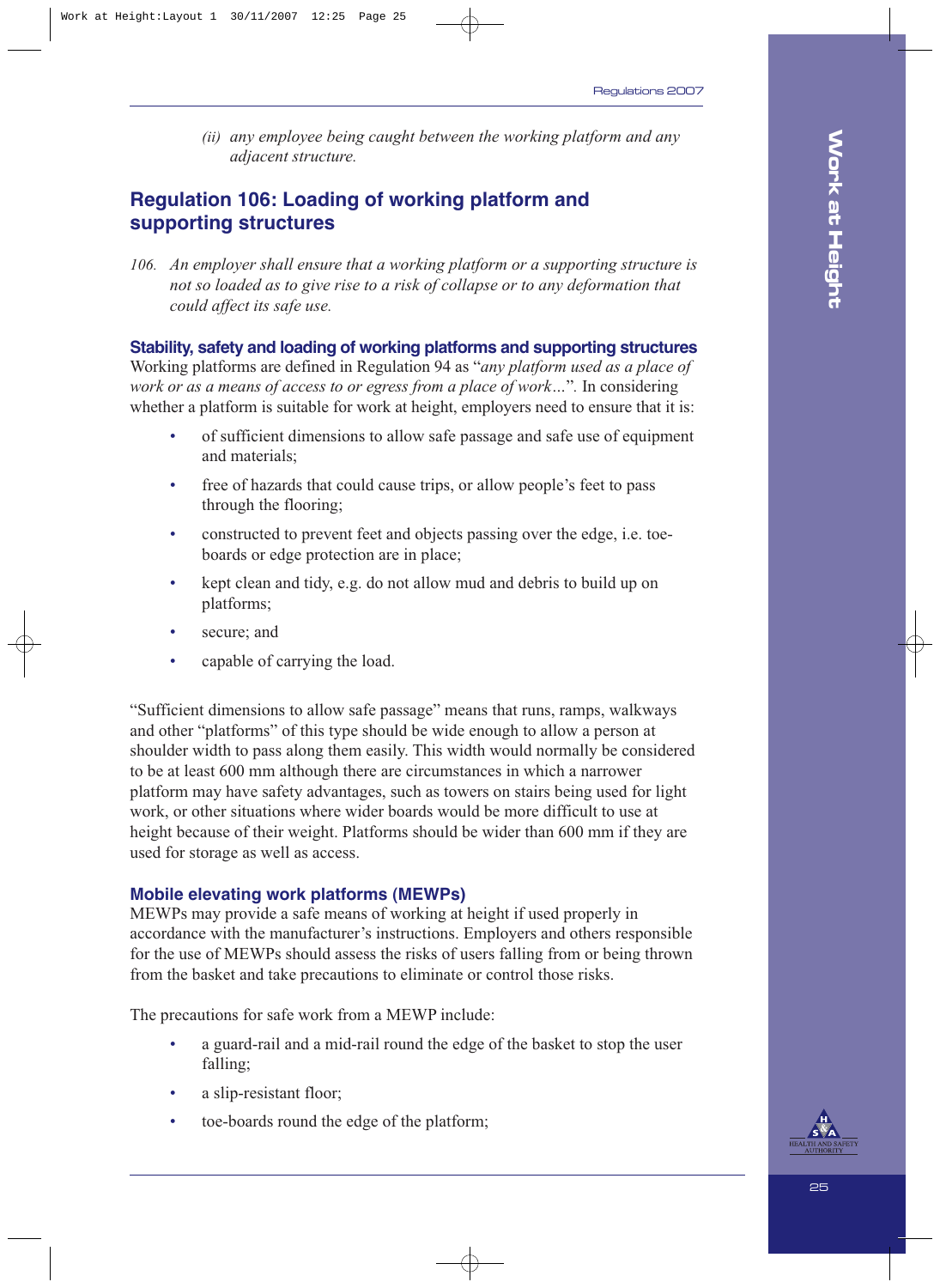(ii) *any employee being caught between the working platform and any adjacent structure.*

## Regulation 106: Loading of working platform and supporting structures

*106. An employer shall ensure that a working platform or a supporting structure is not so loaded as to give rise to a risk of collapse or to any deformation that could affect its safe use.*

### Stability, safety and loading of working platforms and supporting structures

Working platforms are defined in Regulation 94 as "*any platform used as a place of work or as a means of access to or egress from a place of work…*". In considering whether a platform is suitable for work at height, employers need to ensure that it is:

- of sufficient dimensions to allow safe passage and safe use of equipment and materials;
- free of hazards that could cause trips, or allow people's feet to pass through the flooring;
- constructed to prevent feet and objects passing over the edge, i.e. toe-boards or edge protection are in place;
- kept clean and tidy, e.g. do not allow mud and debris to build up on platforms;
- secure; and
- capable of carrying the load.

"Sufficient dimensions to allow safe passage" means that runs, ramps, walkways and other "platforms" of this type should be wide enough to allow a person at shoulder width to pass along them easily. This width would normally be considered to be at least 600 mm although there are circumstances in which a narrower platform may have safety advantages, such as towers on stairs being used for light work, or other situations where wider boards would be more difficult to use at height because of their weight. Platforms should be wider than 600 mm if they are used for storage as well as access.

### Mobile elevating work platforms (MEWPs)

MEWPs may provide a safe means of working at height if used properly in accordance with the manufacturer's instructions. Employers and others responsible for the use of MEWPs should assess the risks of users falling from or being thrown from the basket and take precautions to eliminate or control those risks.

The precautions for safe work from a MEWP include:

- a guard-rail and a mid-rail round the edge of the basket to stop the user falling;
- a slip-resistant floor;
- toe-boards round the edge of the platform;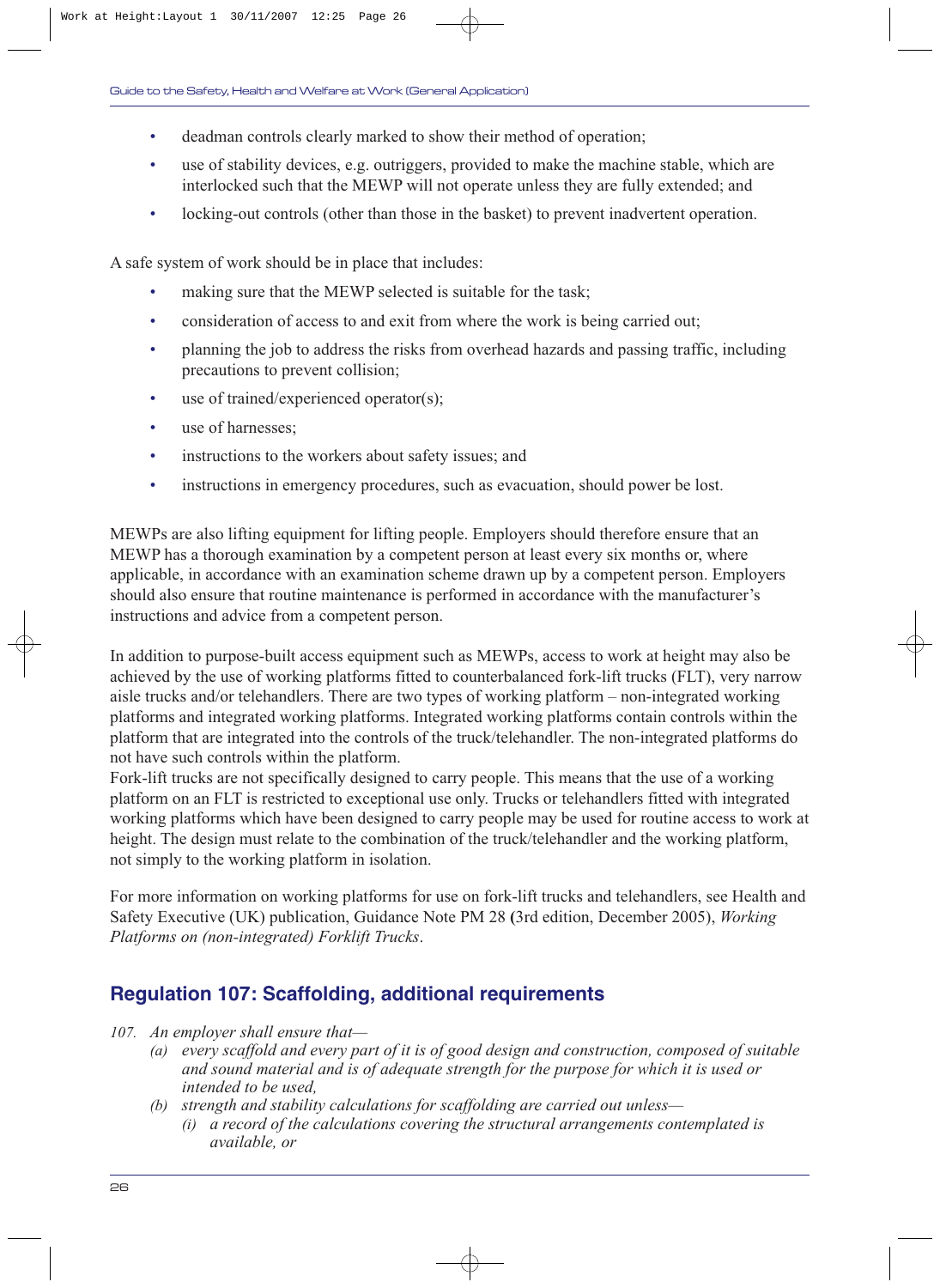- deadman controls clearly marked to show their method of operation;
- use of stability devices, e.g. outriggers, provided to make the machine stable, which are interlocked such that the MEWP will not operate unless they are fully extended; and
- locking-out controls (other than those in the basket) to prevent inadvertent operation.

A safe system of work should be in place that includes:

- making sure that the MEWP selected is suitable for the task;
- consideration of access to and exit from where the work is being carried out;
- planning the job to address the risks from overhead hazards and passing traffic, including precautions to prevent collision;
- use of trained/experienced operator(s);
- use of harnesses;
- instructions to the workers about safety issues; and
- instructions in emergency procedures, such as evacuation, should power be lost.

MEWPs are also lifting equipment for lifting people. Employers should therefore ensure that an MEWP has a thorough examination by a competent person at least every six months or, where applicable, in accordance with an examination scheme drawn up by a competent person. Employers should also ensure that routine maintenance is performed in accordance with the manufacturer's instructions and advice from a competent person.

In addition to purpose-built access equipment such as MEWPs, access to work at height may also be achieved by the use of working platforms fitted to counterbalanced fork-lift trucks (FLT), very narrow aisle trucks and/or telehandlers. There are two types of working platform – non-integrated working platforms and integrated working platforms. Integrated working platforms contain controls within the platform that are integrated into the controls of the truck/telehandler. The non-integrated platforms do not have such controls within the platform.
Fork-lift trucks are not specifically designed to carry people. This means that the use of a working platform on an FLT is restricted to exceptional use only. Trucks or telehandlers fitted with integrated working platforms which have been designed to carry people may be used for routine access to work at height. The design must relate to the combination of the truck/telehandler and the working platform, not simply to the working platform in isolation.

For more information on working platforms for use on fork-lift trucks and telehandlers, see Health and Safety Executive (UK) publication, Guidance Note PM 28 (3rd edition, December 2005), *Working Platforms on (non-integrated) Forklift Trucks*.

## Regulation 107: Scaffolding, additional requirements

*107. An employer shall ensure that—*

*(a) every scaffold and every part of it is of good design and construction, composed of suitable and sound material and is of adequate strength for the purpose for which it is used or intended to be used,*

*(b) strength and stability calculations for scaffolding are carried out unless—*

*(i) a record of the calculations covering the structural arrangements contemplated is available, or*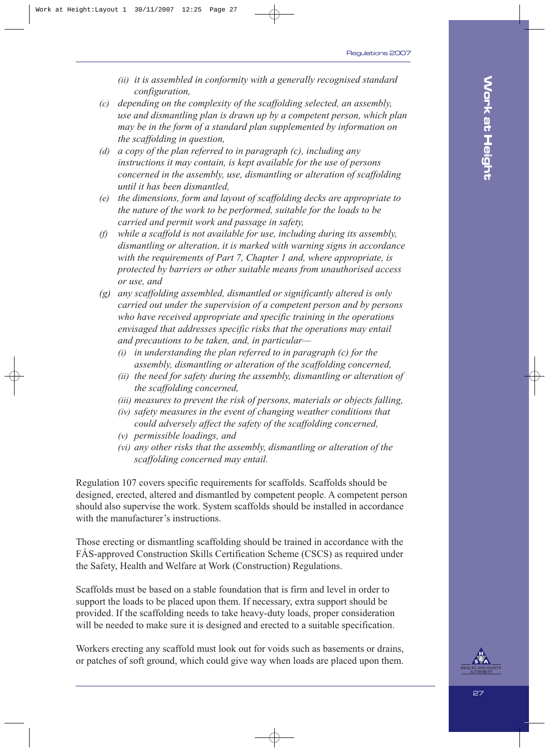*(ii) it is assembled in conformity with a generally recognised standard configuration,*

*(c) depending on the complexity of the scaffolding selected, an assembly, use and dismantling plan is drawn up by a competent person, which plan may be in the form of a standard plan supplemented by information on the scaffolding in question,*

*(d) a copy of the plan referred to in paragraph (c), including any instructions it may contain, is kept available for the use of persons concerned in the assembly, use, dismantling or alteration of scaffolding until it has been dismantled,*

*(e) the dimensions, form and layout of scaffolding decks are appropriate to the nature of the work to be performed, suitable for the loads to be carried and permit work and passage in safety,*

*(f) while a scaffold is not available for use, including during its assembly, dismantling or alteration, it is marked with warning signs in accordance with the requirements of Part 7, Chapter 1 and, where appropriate, is protected by barriers or other suitable means from unauthorised access or use, and*

*(g) any scaffolding assembled, dismantled or significantly altered is only carried out under the supervision of a competent person and by persons who have received appropriate and specific training in the operations envisaged that addresses specific risks that the operations may entail and precautions to be taken, and, in particular—*

*(i) in understanding the plan referred to in paragraph (c) for the assembly, dismantling or alteration of the scaffolding concerned,*

*(ii) the need for safety during the assembly, dismantling or alteration of the scaffolding concerned,*

*(iii) measures to prevent the risk of persons, materials or objects falling,*

*(iv) safety measures in the event of changing weather conditions that could adversely affect the safety of the scaffolding concerned,*

*(v) permissible loadings, and*

*(vi) any other risks that the assembly, dismantling or alteration of the scaffolding concerned may entail.*

Regulation 107 covers specific requirements for scaffolds. Scaffolds should be designed, erected, altered and dismantled by competent people. A competent person should also supervise the work. System scaffolds should be installed in accordance with the manufacturer's instructions.

Those erecting or dismantling scaffolding should be trained in accordance with the FÁS-approved Construction Skills Certification Scheme (CSCS) as required under the Safety, Health and Welfare at Work (Construction) Regulations.

Scaffolds must be based on a stable foundation that is firm and level in order to support the loads to be placed upon them. If necessary, extra support should be provided. If the scaffolding needs to take heavy-duty loads, proper consideration will be needed to make sure it is designed and erected to a suitable specification.

Workers erecting any scaffold must look out for voids such as basements or drains, or patches of soft ground, which could give way when loads are placed upon them.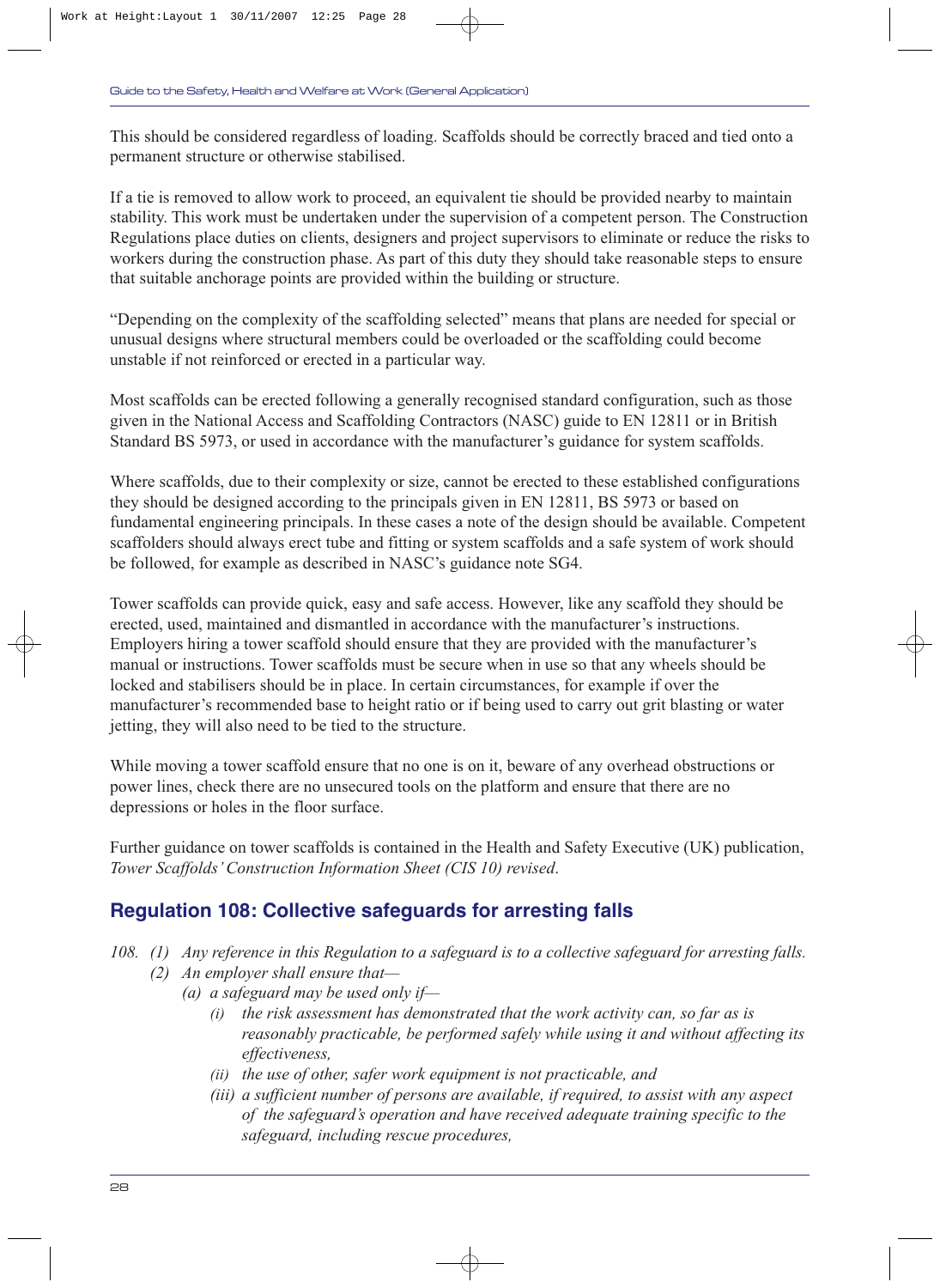This should be considered regardless of loading. Scaffolds should be correctly braced and tied onto a permanent structure or otherwise stabilised.

If a tie is removed to allow work to proceed, an equivalent tie should be provided nearby to maintain stability. This work must be undertaken under the supervision of a competent person. The Construction Regulations place duties on clients, designers and project supervisors to eliminate or reduce the risks to workers during the construction phase. As part of this duty they should take reasonable steps to ensure that suitable anchorage points are provided within the building or structure.

"Depending on the complexity of the scaffolding selected" means that plans are needed for special or unusual designs where structural members could be overloaded or the scaffolding could become unstable if not reinforced or erected in a particular way.

Most scaffolds can be erected following a generally recognised standard configuration, such as those given in the National Access and Scaffolding Contractors (NASC) guide to EN 12811 or in British Standard BS 5973, or used in accordance with the manufacturer's guidance for system scaffolds.

Where scaffolds, due to their complexity or size, cannot be erected to these established configurations they should be designed according to the principals given in EN 12811, BS 5973 or based on fundamental engineering principals. In these cases a note of the design should be available. Competent scaffolders should always erect tube and fitting or system scaffolds and a safe system of work should be followed, for example as described in NASC's guidance note SG4.

Tower scaffolds can provide quick, easy and safe access. However, like any scaffold they should be erected, used, maintained and dismantled in accordance with the manufacturer's instructions. Employers hiring a tower scaffold should ensure that they are provided with the manufacturer's manual or instructions. Tower scaffolds must be secure when in use so that any wheels should be locked and stabilisers should be in place. In certain circumstances, for example if over the manufacturer's recommended base to height ratio or if being used to carry out grit blasting or water jetting, they will also need to be tied to the structure.

While moving a tower scaffold ensure that no one is on it, beware of any overhead obstructions or power lines, check there are no unsecured tools on the platform and ensure that there are no depressions or holes in the floor surface.

Further guidance on tower scaffolds is contained in the Health and Safety Executive (UK) publication, *Tower Scaffolds' Construction Information Sheet (CIS 10) revised*.

## Regulation 108: Collective safeguards for arresting falls

*108. (1) Any reference in this Regulation to a safeguard is to a collective safeguard for arresting falls.*

*(2) An employer shall ensure that—*

*(a) a safeguard may be used only if—*

*(i) the risk assessment has demonstrated that the work activity can, so far as is reasonably practicable, be performed safely while using it and without affecting its effectiveness,*

*(ii) the use of other, safer work equipment is not practicable, and*

*(iii) a sufficient number of persons are available, if required, to assist with any aspect of the safeguard's operation and have received adequate training specific to the safeguard, including rescue procedures,*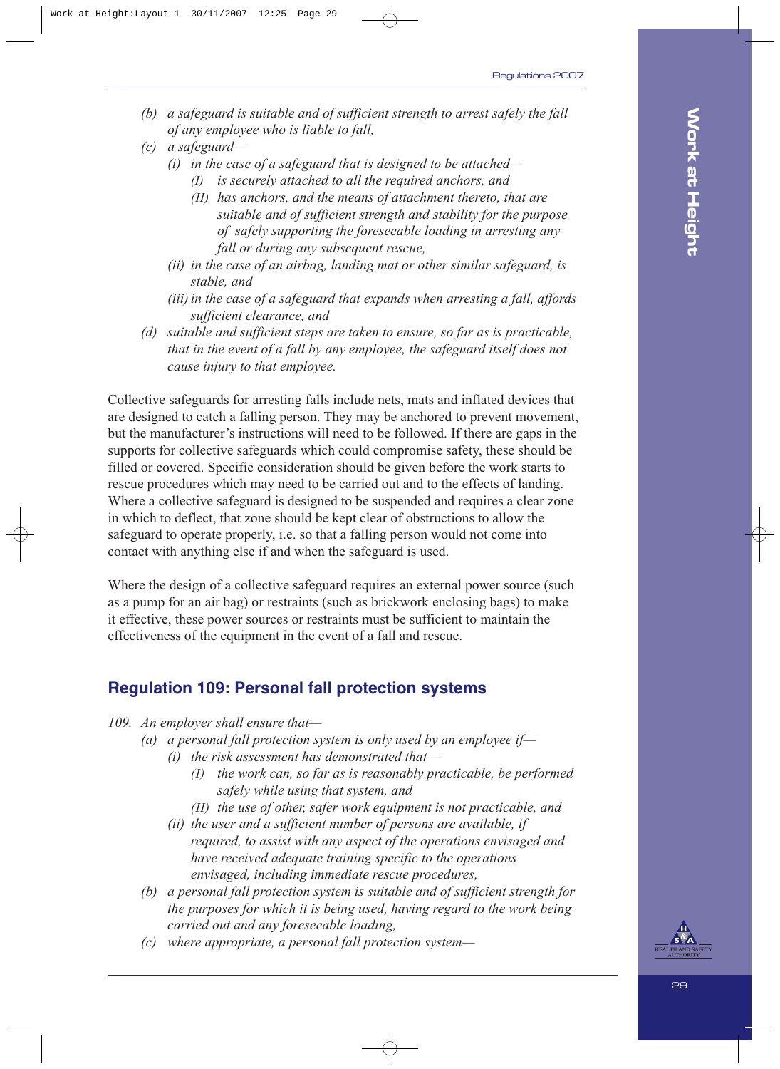*(b) a safeguard is suitable and of sufficient strength to arrest safely the fall of any employee who is liable to fall,*

*(c) a safeguard—*

*(i) in the case of a safeguard that is designed to be attached—*

*(I) is securely attached to all the required anchors, and*

*(II) has anchors, and the means of attachment thereto, that are suitable and of sufficient strength and stability for the purpose of safely supporting the foreseeable loading in arresting any fall or during any subsequent rescue,*

*(ii) in the case of an airbag, landing mat or other similar safeguard, is stable, and*

*(iii) in the case of a safeguard that expands when arresting a fall, affords sufficient clearance, and*

*(d) suitable and sufficient steps are taken to ensure, so far as is practicable, that in the event of a fall by any employee, the safeguard itself does not cause injury to that employee.*

Collective safeguards for arresting falls include nets, mats and inflated devices that are designed to catch a falling person. They may be anchored to prevent movement, but the manufacturer's instructions will need to be followed. If there are gaps in the supports for collective safeguards which could compromise safety, these should be filled or covered. Specific consideration should be given before the work starts to rescue procedures which may need to be carried out and to the effects of landing. Where a collective safeguard is designed to be suspended and requires a clear zone in which to deflect, that zone should be kept clear of obstructions to allow the safeguard to operate properly, i.e. so that a falling person would not come into contact with anything else if and when the safeguard is used.

Where the design of a collective safeguard requires an external power source (such as a pump for an air bag) or restraints (such as brickwork enclosing bags) to make it effective, these power sources or restraints must be sufficient to maintain the effectiveness of the equipment in the event of a fall and rescue.

## Regulation 109: Personal fall protection systems

*109. An employer shall ensure that—*

*(a) a personal fall protection system is only used by an employee if—*

*(i) the risk assessment has demonstrated that—*

*(I) the work can, so far as is reasonably practicable, be performed safely while using that system, and*

*(II) the use of other, safer work equipment is not practicable, and*

*(ii) the user and a sufficient number of persons are available, if required, to assist with any aspect of the operations envisaged and have received adequate training specific to the operations envisaged, including immediate rescue procedures,*

*(b) a personal fall protection system is suitable and of sufficient strength for the purposes for which it is being used, having regard to the work being carried out and any foreseeable loading,*

*(c) where appropriate, a personal fall protection system—*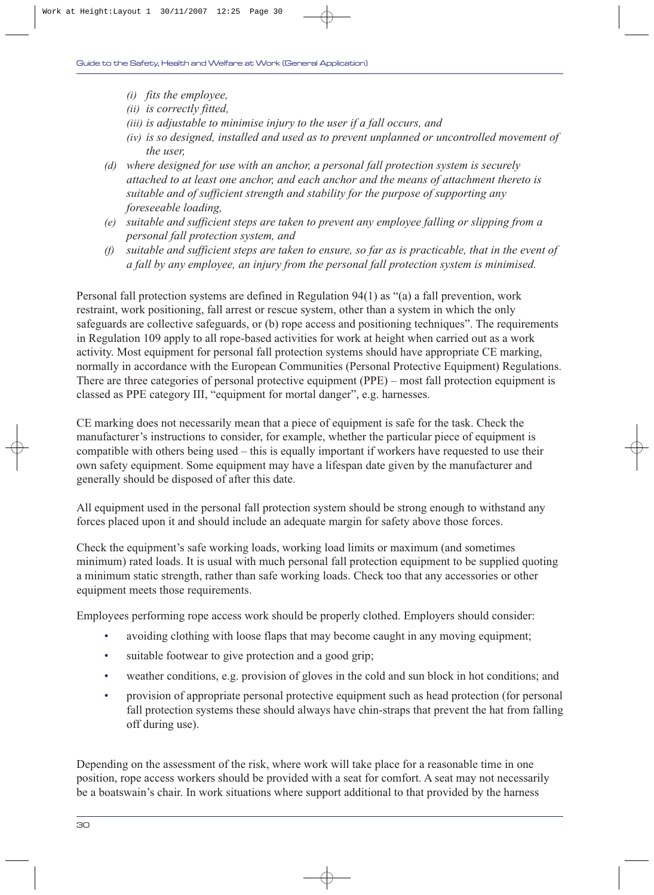- *(i) fits the employee,*
- *(ii) is correctly fitted,*
- *(iii) is adjustable to minimise injury to the user if a fall occurs, and*
- *(iv) is so designed, installed and used as to prevent unplanned or uncontrolled movement of the user,*

*(d) where designed for use with an anchor, a personal fall protection system is securely attached to at least one anchor, and each anchor and the means of attachment thereto is suitable and of sufficient strength and stability for the purpose of supporting any foreseeable loading,*

*(e) suitable and sufficient steps are taken to prevent any employee falling or slipping from a personal fall protection system, and*

*(f) suitable and sufficient steps are taken to ensure, so far as is practicable, that in the event of a fall by any employee, an injury from the personal fall protection system is minimised.*

Personal fall protection systems are defined in Regulation 94(1) as "(a) a fall prevention, work restraint, work positioning, fall arrest or rescue system, other than a system in which the only safeguards are collective safeguards, or (b) rope access and positioning techniques". The requirements in Regulation 109 apply to all rope-based activities for work at height when carried out as a work activity. Most equipment for personal fall protection systems should have appropriate CE marking, normally in accordance with the European Communities (Personal Protective Equipment) Regulations. There are three categories of personal protective equipment (PPE) – most fall protection equipment is classed as PPE category III, "equipment for mortal danger", e.g. harnesses.

CE marking does not necessarily mean that a piece of equipment is safe for the task. Check the manufacturer's instructions to consider, for example, whether the particular piece of equipment is compatible with others being used – this is equally important if workers have requested to use their own safety equipment. Some equipment may have a lifespan date given by the manufacturer and generally should be disposed of after this date.

All equipment used in the personal fall protection system should be strong enough to withstand any forces placed upon it and should include an adequate margin for safety above those forces.

Check the equipment's safe working loads, working load limits or maximum (and sometimes minimum) rated loads. It is usual with much personal fall protection equipment to be supplied quoting a minimum static strength, rather than safe working loads. Check too that any accessories or other equipment meets those requirements.

Employees performing rope access work should be properly clothed. Employers should consider:

- avoiding clothing with loose flaps that may become caught in any moving equipment;
- suitable footwear to give protection and a good grip;
- weather conditions, e.g. provision of gloves in the cold and sun block in hot conditions; and
- provision of appropriate personal protective equipment such as head protection (for personal fall protection systems these should always have chin-straps that prevent the hat from falling off during use).

Depending on the assessment of the risk, where work will take place for a reasonable time in one position, rope access workers should be provided with a seat for comfort. A seat may not necessarily be a boatswain's chair. In work situations where support additional to that provided by the harness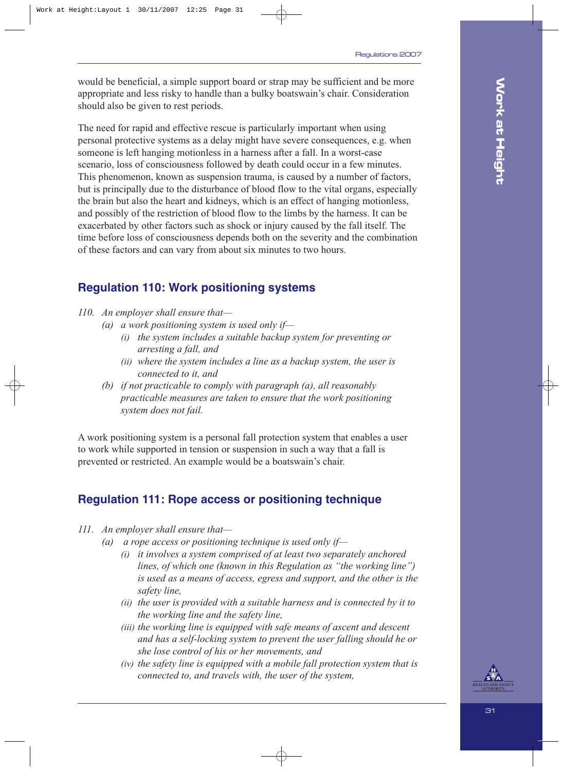would be beneficial, a simple support board or strap may be sufficient and be more appropriate and less risky to handle than a bulky boatswain's chair. Consideration should also be given to rest periods.

The need for rapid and effective rescue is particularly important when using personal protective systems as a delay might have severe consequences, e.g. when someone is left hanging motionless in a harness after a fall. In a worst-case scenario, loss of consciousness followed by death could occur in a few minutes. This phenomenon, known as suspension trauma, is caused by a number of factors, but is principally due to the disturbance of blood flow to the vital organs, especially the brain but also the heart and kidneys, which is an effect of hanging motionless, and possibly of the restriction of blood flow to the limbs by the harness. It can be exacerbated by other factors such as shock or injury caused by the fall itself. The time before loss of consciousness depends both on the severity and the combination of these factors and can vary from about six minutes to two hours.

## Regulation 110: Work positioning systems

*110. An employer shall ensure that—*

- *(a) a work positioning system is used only if—*
  - *(i) the system includes a suitable backup system for preventing or arresting a fall, and*
  - *(ii) where the system includes a line as a backup system, the user is connected to it, and*
- *(b) if not practicable to comply with paragraph (a), all reasonably practicable measures are taken to ensure that the work positioning system does not fail.*

A work positioning system is a personal fall protection system that enables a user to work while supported in tension or suspension in such a way that a fall is prevented or restricted. An example would be a boatswain's chair.

## Regulation 111: Rope access or positioning technique

*111. An employer shall ensure that—*

- *(a) a rope access or positioning technique is used only if—*
  - *(i) it involves a system comprised of at least two separately anchored lines, of which one (known in this Regulation as "the working line") is used as a means of access, egress and support, and the other is the safety line,*
  - *(ii) the user is provided with a suitable harness and is connected by it to the working line and the safety line,*
  - *(iii) the working line is equipped with safe means of ascent and descent and has a self-locking system to prevent the user falling should he or she lose control of his or her movements, and*
  - *(iv) the safety line is equipped with a mobile fall protection system that is connected to, and travels with, the user of the system,*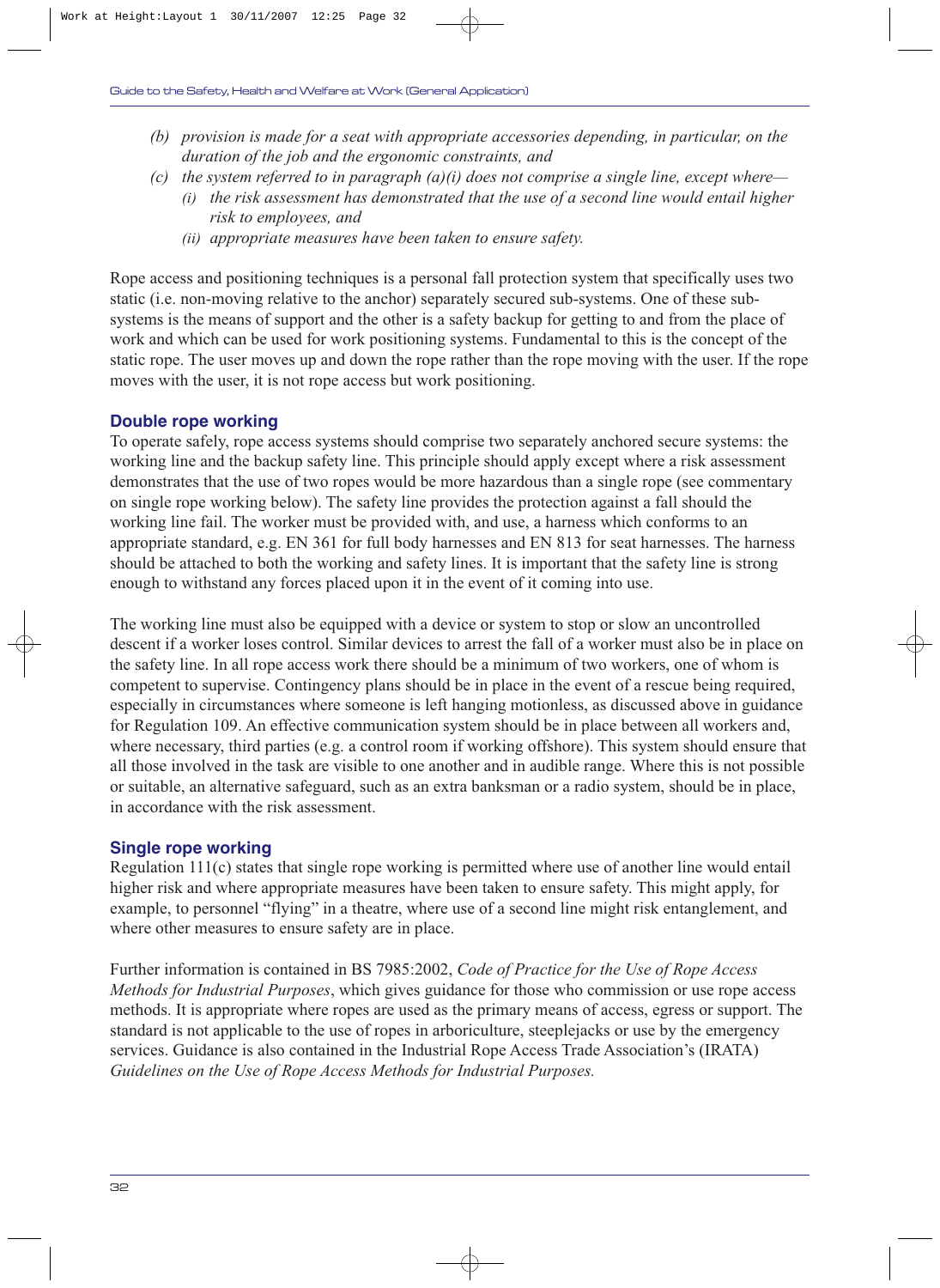*(b) provision is made for a seat with appropriate accessories depending, in particular, on the duration of the job and the ergonomic constraints, and*

*(c) the system referred to in paragraph (a)(i) does not comprise a single line, except where—*

*(i) the risk assessment has demonstrated that the use of a second line would entail higher risk to employees, and*

*(ii) appropriate measures have been taken to ensure safety.*

Rope access and positioning techniques is a personal fall protection system that specifically uses two static (i.e. non-moving relative to the anchor) separately secured sub-systems. One of these sub-systems is the means of support and the other is a safety backup for getting to and from the place of work and which can be used for work positioning systems. Fundamental to this is the concept of the static rope. The user moves up and down the rope rather than the rope moving with the user. If the rope moves with the user, it is not rope access but work positioning.

### Double rope working

To operate safely, rope access systems should comprise two separately anchored secure systems: the working line and the backup safety line. This principle should apply except where a risk assessment demonstrates that the use of two ropes would be more hazardous than a single rope (see commentary on single rope working below). The safety line provides the protection against a fall should the working line fail. The worker must be provided with, and use, a harness which conforms to an appropriate standard, e.g. EN 361 for full body harnesses and EN 813 for seat harnesses. The harness should be attached to both the working and safety lines. It is important that the safety line is strong enough to withstand any forces placed upon it in the event of it coming into use.

The working line must also be equipped with a device or system to stop or slow an uncontrolled descent if a worker loses control. Similar devices to arrest the fall of a worker must also be in place on the safety line. In all rope access work there should be a minimum of two workers, one of whom is competent to supervise. Contingency plans should be in place in the event of a rescue being required, especially in circumstances where someone is left hanging motionless, as discussed above in guidance for Regulation 109. An effective communication system should be in place between all workers and, where necessary, third parties (e.g. a control room if working offshore). This system should ensure that all those involved in the task are visible to one another and in audible range. Where this is not possible or suitable, an alternative safeguard, such as an extra banksman or a radio system, should be in place, in accordance with the risk assessment.

### Single rope working

Regulation 111(c) states that single rope working is permitted where use of another line would entail higher risk and where appropriate measures have been taken to ensure safety. This might apply, for example, to personnel "flying" in a theatre, where use of a second line might risk entanglement, and where other measures to ensure safety are in place.

Further information is contained in BS 7985:2002, *Code of Practice for the Use of Rope Access Methods for Industrial Purposes*, which gives guidance for those who commission or use rope access methods. It is appropriate where ropes are used as the primary means of access, egress or support. The standard is not applicable to the use of ropes in arboriculture, steeplejacks or use by the emergency services. Guidance is also contained in the Industrial Rope Access Trade Association's (IRATA) *Guidelines on the Use of Rope Access Methods for Industrial Purposes.*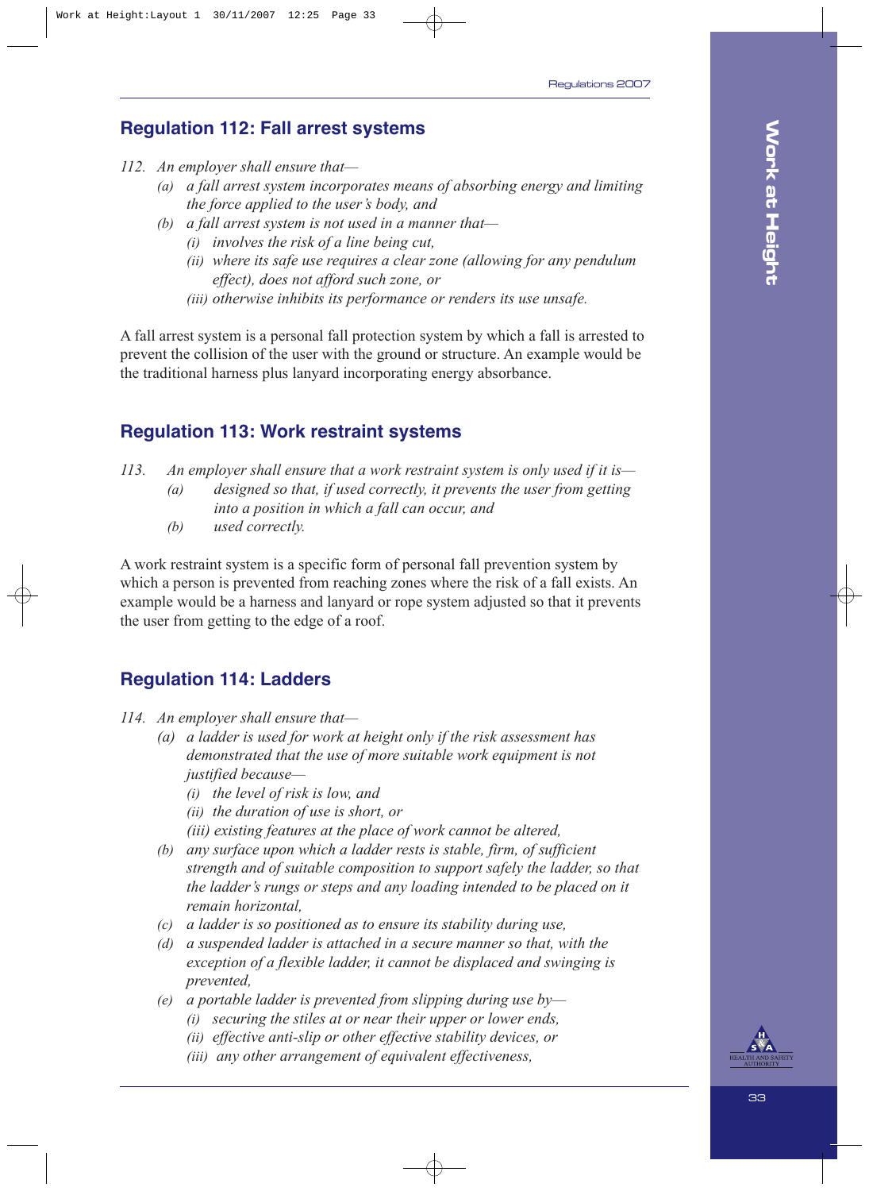## Regulation 112: Fall arrest systems

*112. An employer shall ensure that—*

*(a) a fall arrest system incorporates means of absorbing energy and limiting the force applied to the user's body, and*

*(b) a fall arrest system is not used in a manner that—*

*(i) involves the risk of a line being cut,*

*(ii) where its safe use requires a clear zone (allowing for any pendulum effect), does not afford such zone, or*

*(iii) otherwise inhibits its performance or renders its use unsafe.*

A fall arrest system is a personal fall protection system by which a fall is arrested to prevent the collision of the user with the ground or structure. An example would be the traditional harness plus lanyard incorporating energy absorbance.

## Regulation 113: Work restraint systems

*113. An employer shall ensure that a work restraint system is only used if it is—*

*(a) designed so that, if used correctly, it prevents the user from getting into a position in which a fall can occur, and*

*(b) used correctly.*

A work restraint system is a specific form of personal fall prevention system by which a person is prevented from reaching zones where the risk of a fall exists. An example would be a harness and lanyard or rope system adjusted so that it prevents the user from getting to the edge of a roof.

## Regulation 114: Ladders

*114. An employer shall ensure that—*

*(a) a ladder is used for work at height only if the risk assessment has demonstrated that the use of more suitable work equipment is not justified because—*

*(i) the level of risk is low, and*

*(ii) the duration of use is short, or*

*(iii) existing features at the place of work cannot be altered,*

*(b) any surface upon which a ladder rests is stable, firm, of sufficient strength and of suitable composition to support safely the ladder, so that the ladder's rungs or steps and any loading intended to be placed on it remain horizontal,*

*(c) a ladder is so positioned as to ensure its stability during use,*

*(d) a suspended ladder is attached in a secure manner so that, with the exception of a flexible ladder, it cannot be displaced and swinging is prevented,*

*(e) a portable ladder is prevented from slipping during use by—*

*(i) securing the stiles at or near their upper or lower ends,*

*(ii) effective anti-slip or other effective stability devices, or*

*(iii) any other arrangement of equivalent effectiveness,*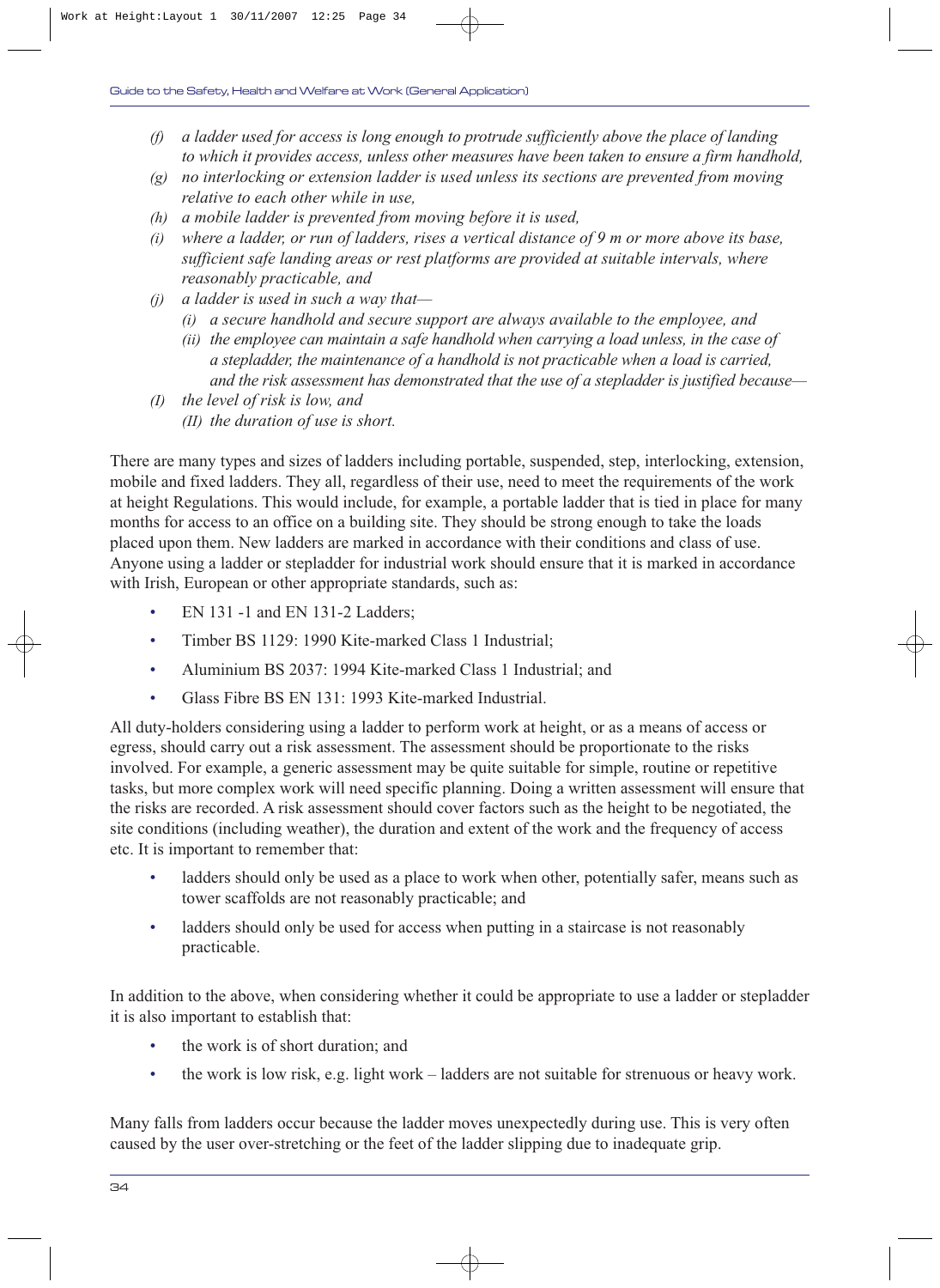*(f) a ladder used for access is long enough to protrude sufficiently above the place of landing to which it provides access, unless other measures have been taken to ensure a firm handhold,*

*(g) no interlocking or extension ladder is used unless its sections are prevented from moving relative to each other while in use,*

*(h) a mobile ladder is prevented from moving before it is used,*

*(i) where a ladder, or run of ladders, rises a vertical distance of 9 m or more above its base, sufficient safe landing areas or rest platforms are provided at suitable intervals, where reasonably practicable, and*

*(j) a ladder is used in such a way that—*

*(i) a secure handhold and secure support are always available to the employee, and*

*(ii) the employee can maintain a safe handhold when carrying a load unless, in the case of a stepladder, the maintenance of a handhold is not practicable when a load is carried, and the risk assessment has demonstrated that the use of a stepladder is justified because—*

*(I) the level of risk is low, and*

*(II) the duration of use is short.*

There are many types and sizes of ladders including portable, suspended, step, interlocking, extension, mobile and fixed ladders. They all, regardless of their use, need to meet the requirements of the work at height Regulations. This would include, for example, a portable ladder that is tied in place for many months for access to an office on a building site. They should be strong enough to take the loads placed upon them. New ladders are marked in accordance with their conditions and class of use. Anyone using a ladder or stepladder for industrial work should ensure that it is marked in accordance with Irish, European or other appropriate standards, such as:

- EN 131 -1 and EN 131-2 Ladders;
- Timber BS 1129: 1990 Kite-marked Class 1 Industrial;
- Aluminium BS 2037: 1994 Kite-marked Class 1 Industrial; and
- Glass Fibre BS EN 131: 1993 Kite-marked Industrial.

All duty-holders considering using a ladder to perform work at height, or as a means of access or egress, should carry out a risk assessment. The assessment should be proportionate to the risks involved. For example, a generic assessment may be quite suitable for simple, routine or repetitive tasks, but more complex work will need specific planning. Doing a written assessment will ensure that the risks are recorded. A risk assessment should cover factors such as the height to be negotiated, the site conditions (including weather), the duration and extent of the work and the frequency of access etc. It is important to remember that:

- ladders should only be used as a place to work when other, potentially safer, means such as tower scaffolds are not reasonably practicable; and
- ladders should only be used for access when putting in a staircase is not reasonably practicable.

In addition to the above, when considering whether it could be appropriate to use a ladder or stepladder it is also important to establish that:

- the work is of short duration; and
- the work is low risk, e.g. light work – ladders are not suitable for strenuous or heavy work.

Many falls from ladders occur because the ladder moves unexpectedly during use. This is very often caused by the user over-stretching or the feet of the ladder slipping due to inadequate grip.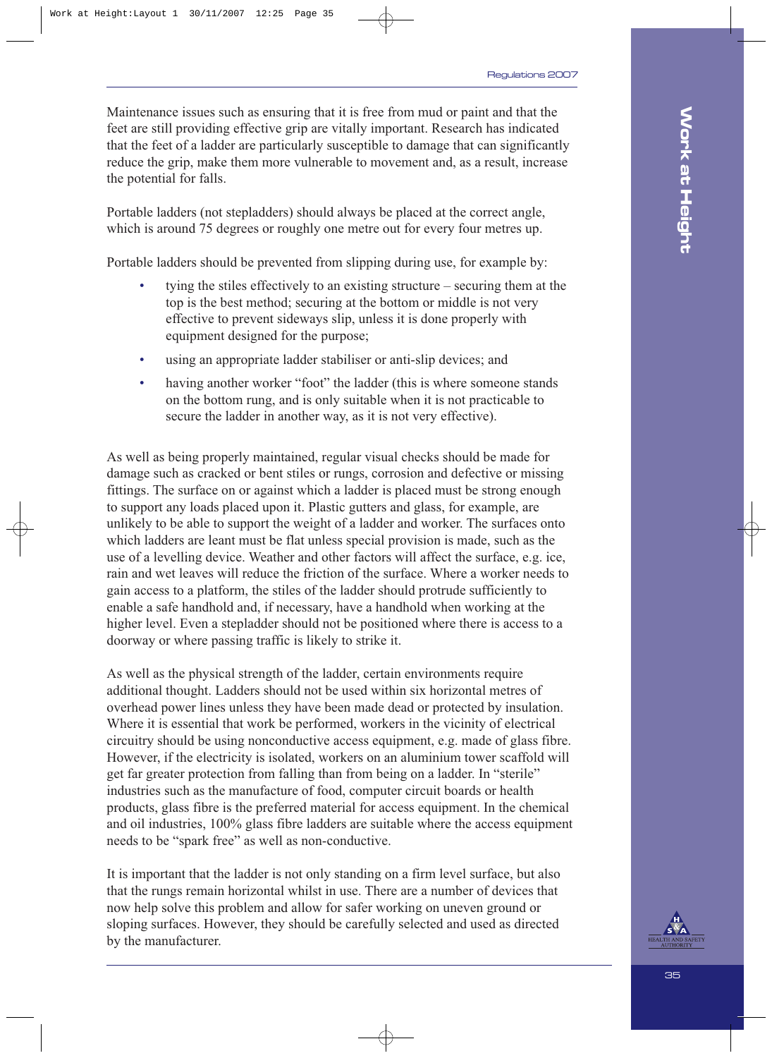Maintenance issues such as ensuring that it is free from mud or paint and that the feet are still providing effective grip are vitally important. Research has indicated that the feet of a ladder are particularly susceptible to damage that can significantly reduce the grip, make them more vulnerable to movement and, as a result, increase the potential for falls.

Portable ladders (not stepladders) should always be placed at the correct angle, which is around 75 degrees or roughly one metre out for every four metres up.

Portable ladders should be prevented from slipping during use, for example by:

- tying the stiles effectively to an existing structure – securing them at the top is the best method; securing at the bottom or middle is not very effective to prevent sideways slip, unless it is done properly with equipment designed for the purpose;
- using an appropriate ladder stabiliser or anti-slip devices; and
- having another worker "foot" the ladder (this is where someone stands on the bottom rung, and is only suitable when it is not practicable to secure the ladder in another way, as it is not very effective).

As well as being properly maintained, regular visual checks should be made for damage such as cracked or bent stiles or rungs, corrosion and defective or missing fittings. The surface on or against which a ladder is placed must be strong enough to support any loads placed upon it. Plastic gutters and glass, for example, are unlikely to be able to support the weight of a ladder and worker. The surfaces onto which ladders are leant must be flat unless special provision is made, such as the use of a levelling device. Weather and other factors will affect the surface, e.g. ice, rain and wet leaves will reduce the friction of the surface. Where a worker needs to gain access to a platform, the stiles of the ladder should protrude sufficiently to enable a safe handhold and, if necessary, have a handhold when working at the higher level. Even a stepladder should not be positioned where there is access to a doorway or where passing traffic is likely to strike it.

As well as the physical strength of the ladder, certain environments require additional thought. Ladders should not be used within six horizontal metres of overhead power lines unless they have been made dead or protected by insulation. Where it is essential that work be performed, workers in the vicinity of electrical circuitry should be using nonconductive access equipment, e.g. made of glass fibre. However, if the electricity is isolated, workers on an aluminium tower scaffold will get far greater protection from falling than from being on a ladder. In "sterile" industries such as the manufacture of food, computer circuit boards or health products, glass fibre is the preferred material for access equipment. In the chemical and oil industries, 100% glass fibre ladders are suitable where the access equipment needs to be "spark free" as well as non-conductive.

It is important that the ladder is not only standing on a firm level surface, but also that the rungs remain horizontal whilst in use. There are a number of devices that now help solve this problem and allow for safer working on uneven ground or sloping surfaces. However, they should be carefully selected and used as directed by the manufacturer.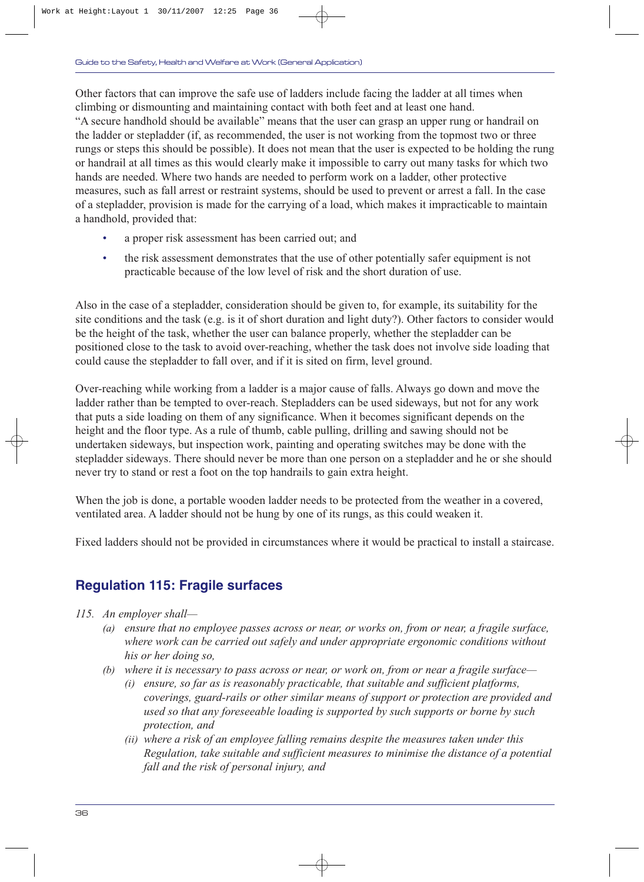Other factors that can improve the safe use of ladders include facing the ladder at all times when climbing or dismounting and maintaining contact with both feet and at least one hand.
"A secure handhold should be available" means that the user can grasp an upper rung or handrail on the ladder or stepladder (if, as recommended, the user is not working from the topmost two or three rungs or steps this should be possible). It does not mean that the user is expected to be holding the rung or handrail at all times as this would clearly make it impossible to carry out many tasks for which two hands are needed. Where two hands are needed to perform work on a ladder, other protective measures, such as fall arrest or restraint systems, should be used to prevent or arrest a fall. In the case of a stepladder, provision is made for the carrying of a load, which makes it impracticable to maintain a handhold, provided that:

- a proper risk assessment has been carried out; and
- the risk assessment demonstrates that the use of other potentially safer equipment is not practicable because of the low level of risk and the short duration of use.

Also in the case of a stepladder, consideration should be given to, for example, its suitability for the site conditions and the task (e.g. is it of short duration and light duty?). Other factors to consider would be the height of the task, whether the user can balance properly, whether the stepladder can be positioned close to the task to avoid over-reaching, whether the task does not involve side loading that could cause the stepladder to fall over, and if it is sited on firm, level ground.

Over-reaching while working from a ladder is a major cause of falls. Always go down and move the ladder rather than be tempted to over-reach. Stepladders can be used sideways, but not for any work that puts a side loading on them of any significance. When it becomes significant depends on the height and the floor type. As a rule of thumb, cable pulling, drilling and sawing should not be undertaken sideways, but inspection work, painting and operating switches may be done with the stepladder sideways. There should never be more than one person on a stepladder and he or she should never try to stand or rest a foot on the top handrails to gain extra height.

When the job is done, a portable wooden ladder needs to be protected from the weather in a covered, ventilated area. A ladder should not be hung by one of its rungs, as this could weaken it.

Fixed ladders should not be provided in circumstances where it would be practical to install a staircase.

## Regulation 115: Fragile surfaces

*115. An employer shall—*

*(a) ensure that no employee passes across or near, or works on, from or near, a fragile surface, where work can be carried out safely and under appropriate ergonomic conditions without his or her doing so,*

*(b) where it is necessary to pass across or near, or work on, from or near a fragile surface—*

*(i) ensure, so far as is reasonably practicable, that suitable and sufficient platforms, coverings, guard-rails or other similar means of support or protection are provided and used so that any foreseeable loading is supported by such supports or borne by such protection, and*

*(ii) where a risk of an employee falling remains despite the measures taken under this Regulation, take suitable and sufficient measures to minimise the distance of a potential fall and the risk of personal injury, and*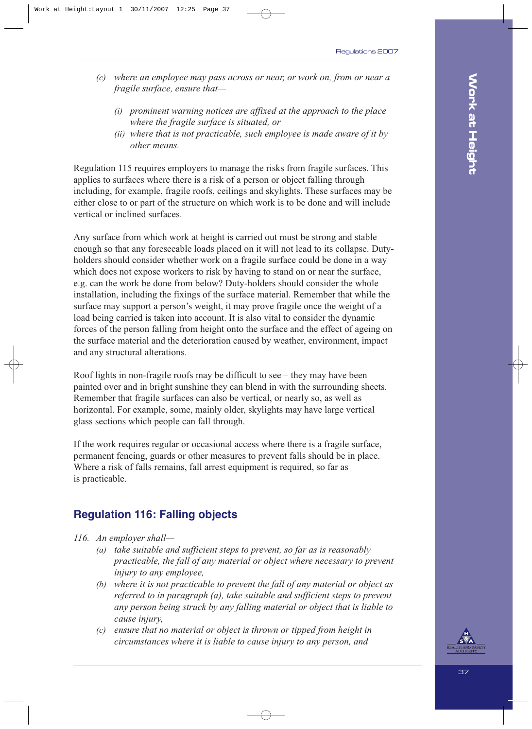*(c) where an employee may pass across or near, or work on, from or near a fragile surface, ensure that—*

*(i) prominent warning notices are affixed at the approach to the place where the fragile surface is situated, or*

*(ii) where that is not practicable, such employee is made aware of it by other means.*

Regulation 115 requires employers to manage the risks from fragile surfaces. This applies to surfaces where there is a risk of a person or object falling through including, for example, fragile roofs, ceilings and skylights. These surfaces may be either close to or part of the structure on which work is to be done and will include vertical or inclined surfaces.

Any surface from which work at height is carried out must be strong and stable enough so that any foreseeable loads placed on it will not lead to its collapse. Duty-holders should consider whether work on a fragile surface could be done in a way which does not expose workers to risk by having to stand on or near the surface, e.g. can the work be done from below? Duty-holders should consider the whole installation, including the fixings of the surface material. Remember that while the surface may support a person's weight, it may prove fragile once the weight of a load being carried is taken into account. It is also vital to consider the dynamic forces of the person falling from height onto the surface and the effect of ageing on the surface material and the deterioration caused by weather, environment, impact and any structural alterations.

Roof lights in non-fragile roofs may be difficult to see – they may have been painted over and in bright sunshine they can blend in with the surrounding sheets. Remember that fragile surfaces can also be vertical, or nearly so, as well as horizontal. For example, some, mainly older, skylights may have large vertical glass sections which people can fall through.

If the work requires regular or occasional access where there is a fragile surface, permanent fencing, guards or other measures to prevent falls should be in place. Where a risk of falls remains, fall arrest equipment is required, so far as is practicable.

## Regulation 116: Falling objects

*116. An employer shall—*

*(a) take suitable and sufficient steps to prevent, so far as is reasonably practicable, the fall of any material or object where necessary to prevent injury to any employee,*

*(b) where it is not practicable to prevent the fall of any material or object as referred to in paragraph (a), take suitable and sufficient steps to prevent any person being struck by any falling material or object that is liable to cause injury,*

*(c) ensure that no material or object is thrown or tipped from height in circumstances where it is liable to cause injury to any person, and*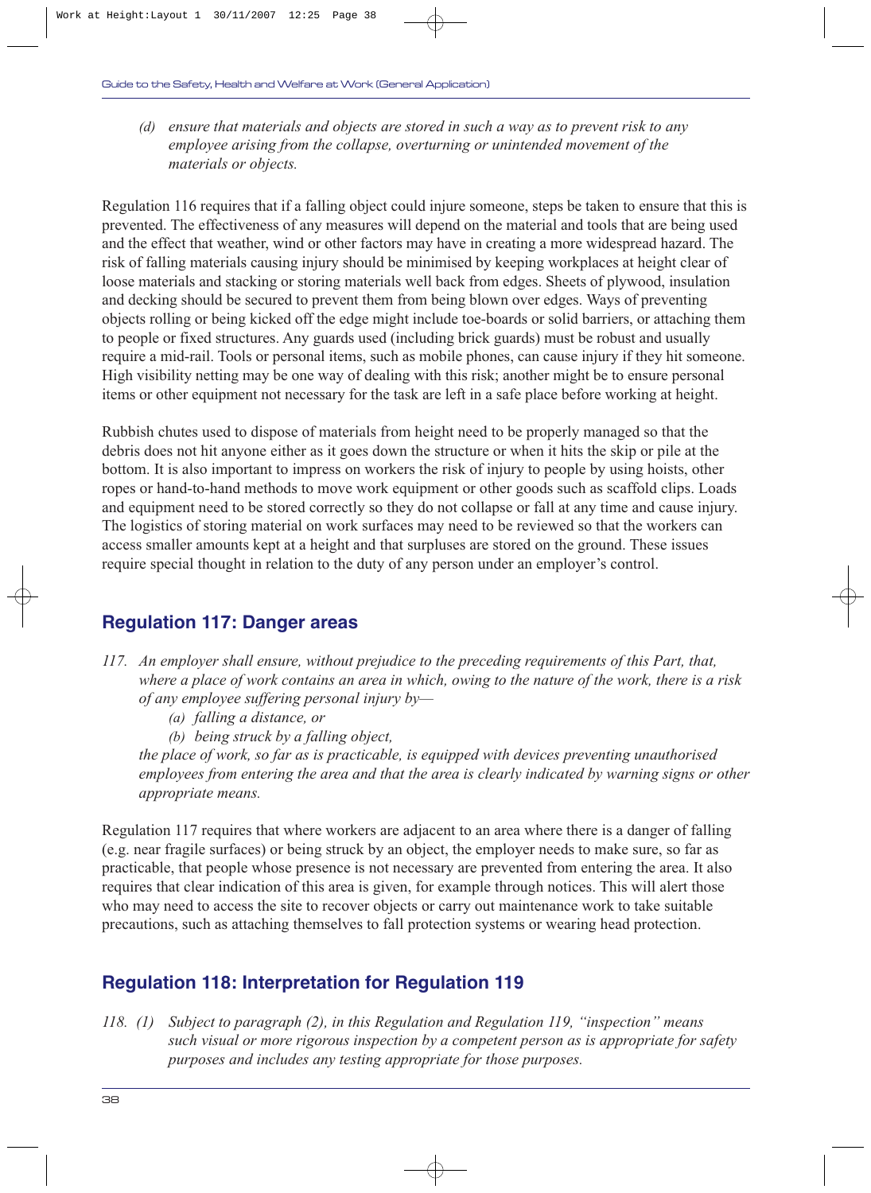*(d) ensure that materials and objects are stored in such a way as to prevent risk to any employee arising from the collapse, overturning or unintended movement of the materials or objects.*

Regulation 116 requires that if a falling object could injure someone, steps be taken to ensure that this is prevented. The effectiveness of any measures will depend on the material and tools that are being used and the effect that weather, wind or other factors may have in creating a more widespread hazard. The risk of falling materials causing injury should be minimised by keeping workplaces at height clear of loose materials and stacking or storing materials well back from edges. Sheets of plywood, insulation and decking should be secured to prevent them from being blown over edges. Ways of preventing objects rolling or being kicked off the edge might include toe-boards or solid barriers, or attaching them to people or fixed structures. Any guards used (including brick guards) must be robust and usually require a mid-rail. Tools or personal items, such as mobile phones, can cause injury if they hit someone. High visibility netting may be one way of dealing with this risk; another might be to ensure personal items or other equipment not necessary for the task are left in a safe place before working at height.

Rubbish chutes used to dispose of materials from height need to be properly managed so that the debris does not hit anyone either as it goes down the structure or when it hits the skip or pile at the bottom. It is also important to impress on workers the risk of injury to people by using hoists, other ropes or hand-to-hand methods to move work equipment or other goods such as scaffold clips. Loads and equipment need to be stored correctly so they do not collapse or fall at any time and cause injury. The logistics of storing material on work surfaces may need to be reviewed so that the workers can access smaller amounts kept at a height and that surpluses are stored on the ground. These issues require special thought in relation to the duty of any person under an employer's control.

## Regulation 117: Danger areas

*117. An employer shall ensure, without prejudice to the preceding requirements of this Part, that, where a place of work contains an area in which, owing to the nature of the work, there is a risk of any employee suffering personal injury by—*

*(a) falling a distance, or*

*(b) being struck by a falling object,*

*the place of work, so far as is practicable, is equipped with devices preventing unauthorised employees from entering the area and that the area is clearly indicated by warning signs or other appropriate means.*

Regulation 117 requires that where workers are adjacent to an area where there is a danger of falling (e.g. near fragile surfaces) or being struck by an object, the employer needs to make sure, so far as practicable, that people whose presence is not necessary are prevented from entering the area. It also requires that clear indication of this area is given, for example through notices. This will alert those who may need to access the site to recover objects or carry out maintenance work to take suitable precautions, such as attaching themselves to fall protection systems or wearing head protection.

## Regulation 118: Interpretation for Regulation 119

*118. (1) Subject to paragraph (2), in this Regulation and Regulation 119, "inspection" means such visual or more rigorous inspection by a competent person as is appropriate for safety purposes and includes any testing appropriate for those purposes.*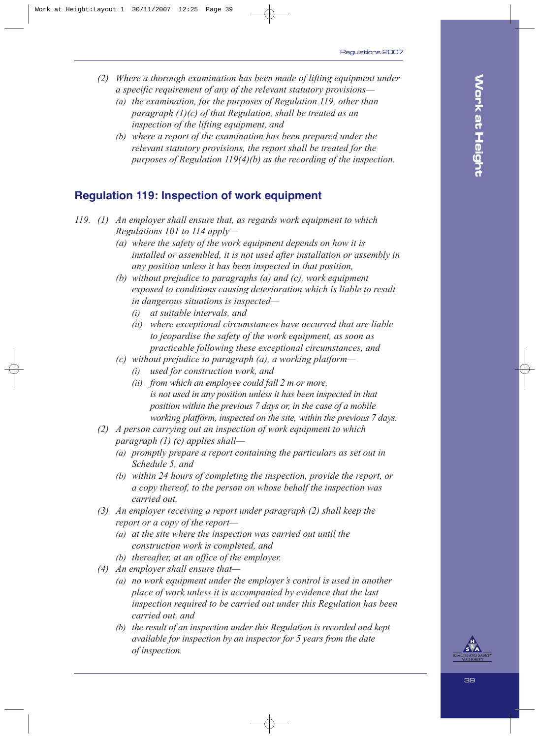*(2) Where a thorough examination has been made of lifting equipment under a specific requirement of any of the relevant statutory provisions—*

- *(a) the examination, for the purposes of Regulation 119, other than paragraph (1)(c) of that Regulation, shall be treated as an inspection of the lifting equipment, and*
- *(b) where a report of the examination has been prepared under the relevant statutory provisions, the report shall be treated for the purposes of Regulation 119(4)(b) as the recording of the inspection.*

## Regulation 119: Inspection of work equipment

*119. (1) An employer shall ensure that, as regards work equipment to which Regulations 101 to 114 apply—*

- *(a) where the safety of the work equipment depends on how it is installed or assembled, it is not used after installation or assembly in any position unless it has been inspected in that position,*
- *(b) without prejudice to paragraphs (a) and (c), work equipment exposed to conditions causing deterioration which is liable to result in dangerous situations is inspected—*
  - *(i) at suitable intervals, and*
  - *(ii) where exceptional circumstances have occurred that are liable to jeopardise the safety of the work equipment, as soon as practicable following these exceptional circumstances, and*
- *(c) without prejudice to paragraph (a), a working platform—*
  - *(i) used for construction work, and*
  - *(ii) from which an employee could fall 2 m or more,*

  *is not used in any position unless it has been inspected in that position within the previous 7 days or, in the case of a mobile working platform, inspected on the site, within the previous 7 days.*

*(2) A person carrying out an inspection of work equipment to which paragraph (1) (c) applies shall—*

- *(a) promptly prepare a report containing the particulars as set out in Schedule 5, and*
- *(b) within 24 hours of completing the inspection, provide the report, or a copy thereof, to the person on whose behalf the inspection was carried out.*

*(3) An employer receiving a report under paragraph (2) shall keep the report or a copy of the report—*

- *(a) at the site where the inspection was carried out until the construction work is completed, and*
- *(b) thereafter, at an office of the employer.*

*(4) An employer shall ensure that—*

- *(a) no work equipment under the employer's control is used in another place of work unless it is accompanied by evidence that the last inspection required to be carried out under this Regulation has been carried out, and*
- *(b) the result of an inspection under this Regulation is recorded and kept available for inspection by an inspector for 5 years from the date of inspection.*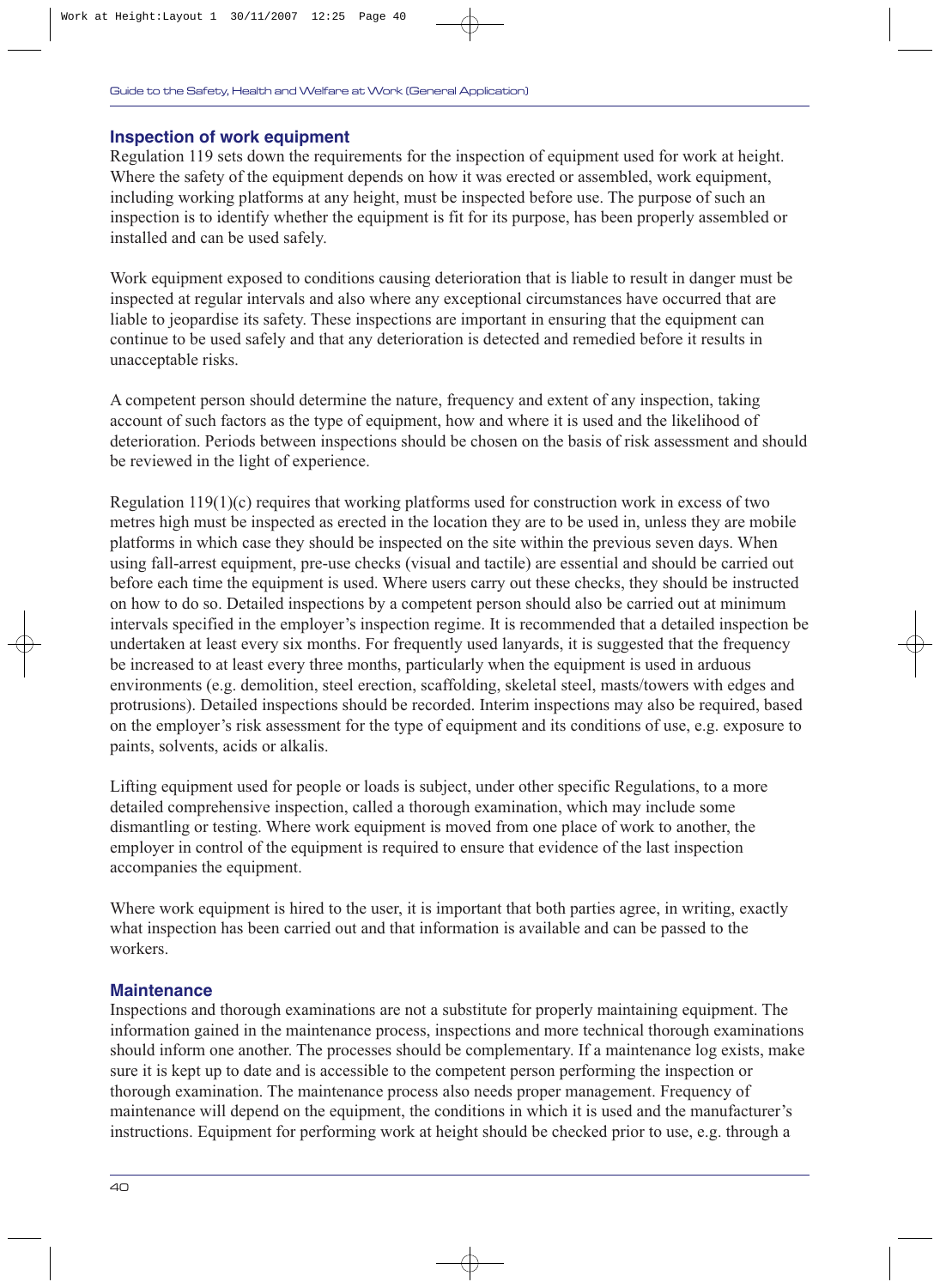## Inspection of work equipment

Regulation 119 sets down the requirements for the inspection of equipment used for work at height. Where the safety of the equipment depends on how it was erected or assembled, work equipment, including working platforms at any height, must be inspected before use. The purpose of such an inspection is to identify whether the equipment is fit for its purpose, has been properly assembled or installed and can be used safely.

Work equipment exposed to conditions causing deterioration that is liable to result in danger must be inspected at regular intervals and also where any exceptional circumstances have occurred that are liable to jeopardise its safety. These inspections are important in ensuring that the equipment can continue to be used safely and that any deterioration is detected and remedied before it results in unacceptable risks.

A competent person should determine the nature, frequency and extent of any inspection, taking account of such factors as the type of equipment, how and where it is used and the likelihood of deterioration. Periods between inspections should be chosen on the basis of risk assessment and should be reviewed in the light of experience.

Regulation 119(1)(c) requires that working platforms used for construction work in excess of two metres high must be inspected as erected in the location they are to be used in, unless they are mobile platforms in which case they should be inspected on the site within the previous seven days. When using fall-arrest equipment, pre-use checks (visual and tactile) are essential and should be carried out before each time the equipment is used. Where users carry out these checks, they should be instructed on how to do so. Detailed inspections by a competent person should also be carried out at minimum intervals specified in the employer's inspection regime. It is recommended that a detailed inspection be undertaken at least every six months. For frequently used lanyards, it is suggested that the frequency be increased to at least every three months, particularly when the equipment is used in arduous environments (e.g. demolition, steel erection, scaffolding, skeletal steel, masts/towers with edges and protrusions). Detailed inspections should be recorded. Interim inspections may also be required, based on the employer's risk assessment for the type of equipment and its conditions of use, e.g. exposure to paints, solvents, acids or alkalis.

Lifting equipment used for people or loads is subject, under other specific Regulations, to a more detailed comprehensive inspection, called a thorough examination, which may include some dismantling or testing. Where work equipment is moved from one place of work to another, the employer in control of the equipment is required to ensure that evidence of the last inspection accompanies the equipment.

Where work equipment is hired to the user, it is important that both parties agree, in writing, exactly what inspection has been carried out and that information is available and can be passed to the workers.

## Maintenance

Inspections and thorough examinations are not a substitute for properly maintaining equipment. The information gained in the maintenance process, inspections and more technical thorough examinations should inform one another. The processes should be complementary. If a maintenance log exists, make sure it is kept up to date and is accessible to the competent person performing the inspection or thorough examination. The maintenance process also needs proper management. Frequency of maintenance will depend on the equipment, the conditions in which it is used and the manufacturer's instructions. Equipment for performing work at height should be checked prior to use, e.g. through a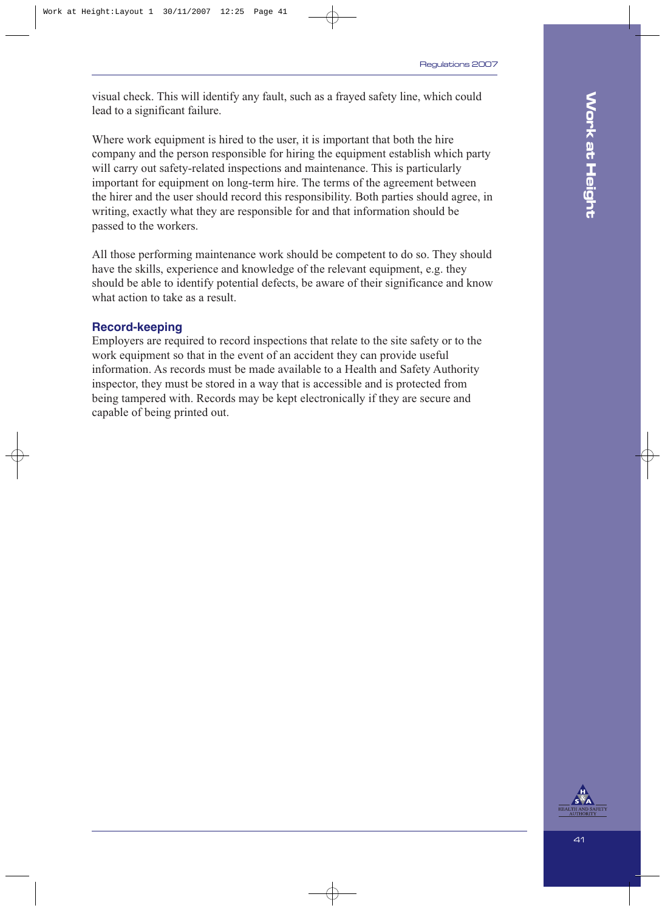visual check. This will identify any fault, such as a frayed safety line, which could lead to a significant failure.

Where work equipment is hired to the user, it is important that both the hire company and the person responsible for hiring the equipment establish which party will carry out safety-related inspections and maintenance. This is particularly important for equipment on long-term hire. The terms of the agreement between the hirer and the user should record this responsibility. Both parties should agree, in writing, exactly what they are responsible for and that information should be passed to the workers.

All those performing maintenance work should be competent to do so. They should have the skills, experience and knowledge of the relevant equipment, e.g. they should be able to identify potential defects, be aware of their significance and know what action to take as a result.

### Record-keeping

Employers are required to record inspections that relate to the site safety or to the work equipment so that in the event of an accident they can provide useful information. As records must be made available to a Health and Safety Authority inspector, they must be stored in a way that is accessible and is protected from being tampered with. Records may be kept electronically if they are secure and capable of being printed out.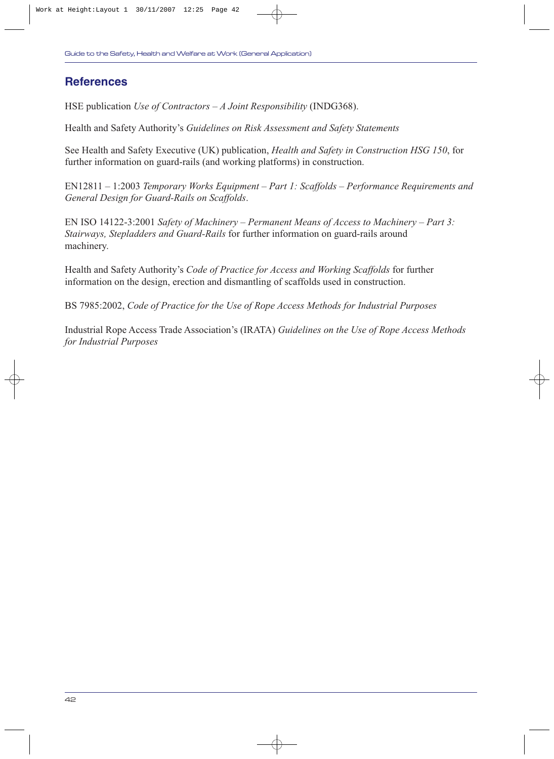## References

HSE publication *Use of Contractors – A Joint Responsibility* (INDG368).

Health and Safety Authority's *Guidelines on Risk Assessment and Safety Statements*

See Health and Safety Executive (UK) publication, *Health and Safety in Construction HSG 150*, for further information on guard-rails (and working platforms) in construction.

EN12811 – 1:2003 *Temporary Works Equipment – Part 1: Scaffolds – Performance Requirements and General Design for Guard-Rails on Scaffolds*.

EN ISO 14122-3:2001 *Safety of Machinery – Permanent Means of Access to Machinery – Part 3: Stairways, Stepladders and Guard-Rails* for further information on guard-rails around machinery.

Health and Safety Authority's *Code of Practice for Access and Working Scaffolds* for further information on the design, erection and dismantling of scaffolds used in construction.

BS 7985:2002, *Code of Practice for the Use of Rope Access Methods for Industrial Purposes*

Industrial Rope Access Trade Association's (IRATA) *Guidelines on the Use of Rope Access Methods for Industrial Purposes*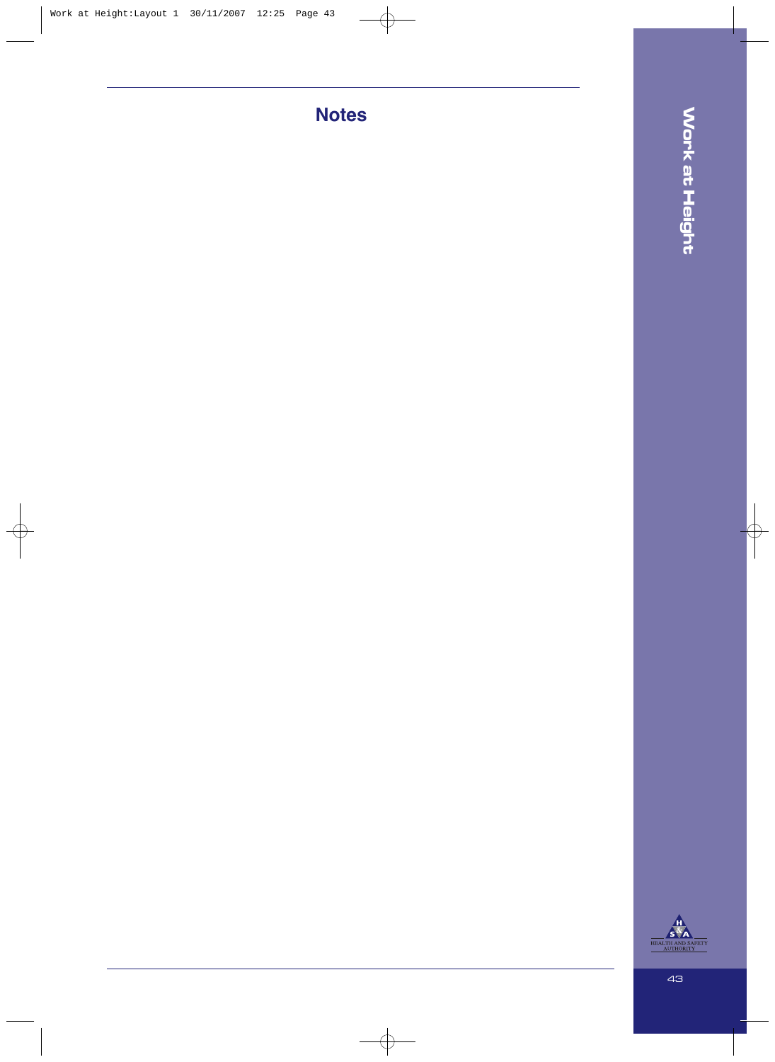# Notes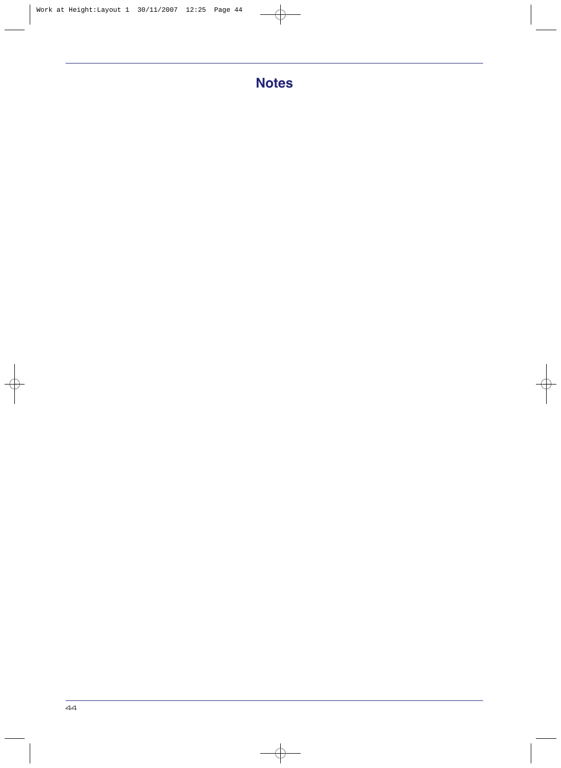# Notes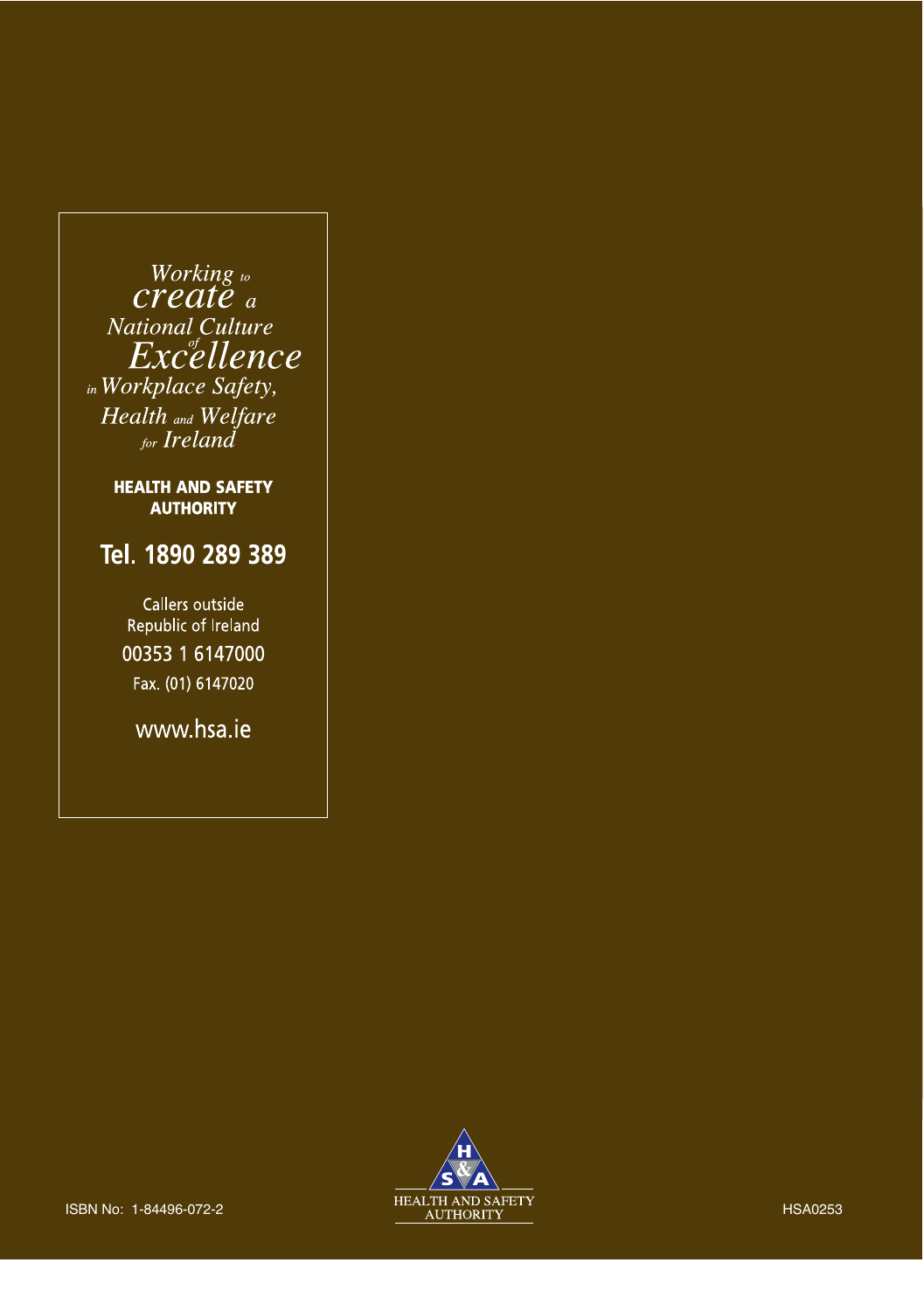*Working to create a National Culture of Excellence in Workplace Safety, Health and Welfare for Ireland*

**HEALTH AND SAFETY AUTHORITY**

**Tel. 1890 289 389**

Callers outside Republic of Ireland

00353 1 6147000

Fax. (01) 6147020

www.hsa.ie

ISBN No: 1-84496-072-2

HEALTH AND SAFETY AUTHORITY

HSA0253